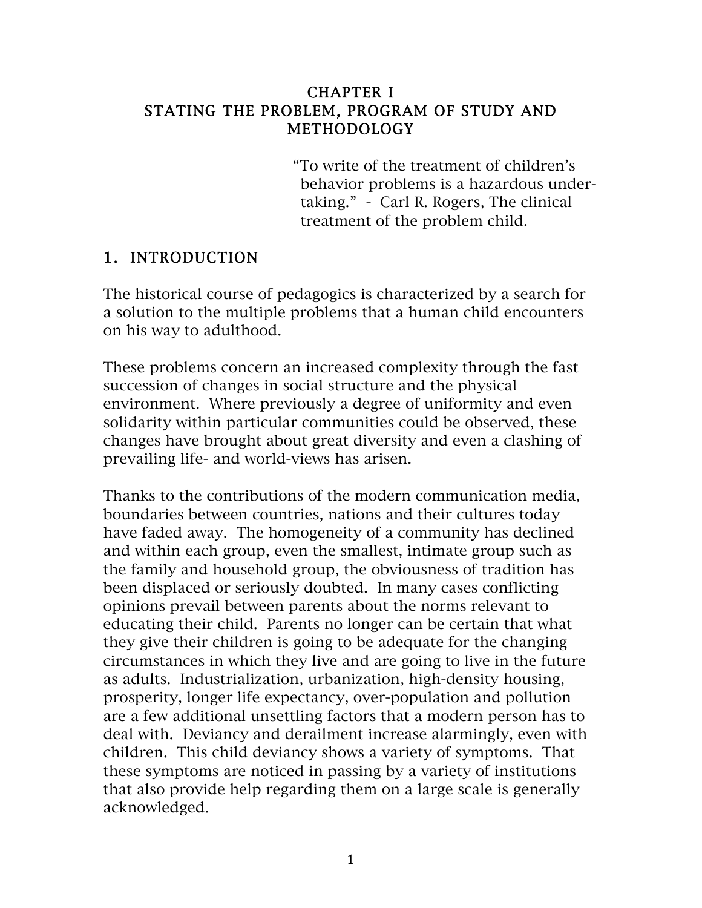# CHAPTER I
# STATING THE PROBLEM, PROGRAM OF STUDY AND METHODOLOGY

> "To write of the treatment of children's behavior problems is a hazardous under-taking." - Carl R. Rogers, The clinical treatment of the problem child.

## 1. INTRODUCTION

The historical course of pedagogics is characterized by a search for a solution to the multiple problems that a human child encounters on his way to adulthood.

These problems concern an increased complexity through the fast succession of changes in social structure and the physical environment. Where previously a degree of uniformity and even solidarity within particular communities could be observed, these changes have brought about great diversity and even a clashing of prevailing life- and world-views has arisen.

Thanks to the contributions of the modern communication media, boundaries between countries, nations and their cultures today have faded away. The homogeneity of a community has declined and within each group, even the smallest, intimate group such as the family and household group, the obviousness of tradition has been displaced or seriously doubted. In many cases conflicting opinions prevail between parents about the norms relevant to educating their child. Parents no longer can be certain that what they give their children is going to be adequate for the changing circumstances in which they live and are going to live in the future as adults. Industrialization, urbanization, high-density housing, prosperity, longer life expectancy, over-population and pollution are a few additional unsettling factors that a modern person has to deal with. Deviancy and derailment increase alarmingly, even with children. This child deviancy shows a variety of symptoms. That these symptoms are noticed in passing by a variety of institutions that also provide help regarding them on a large scale is generally acknowledged.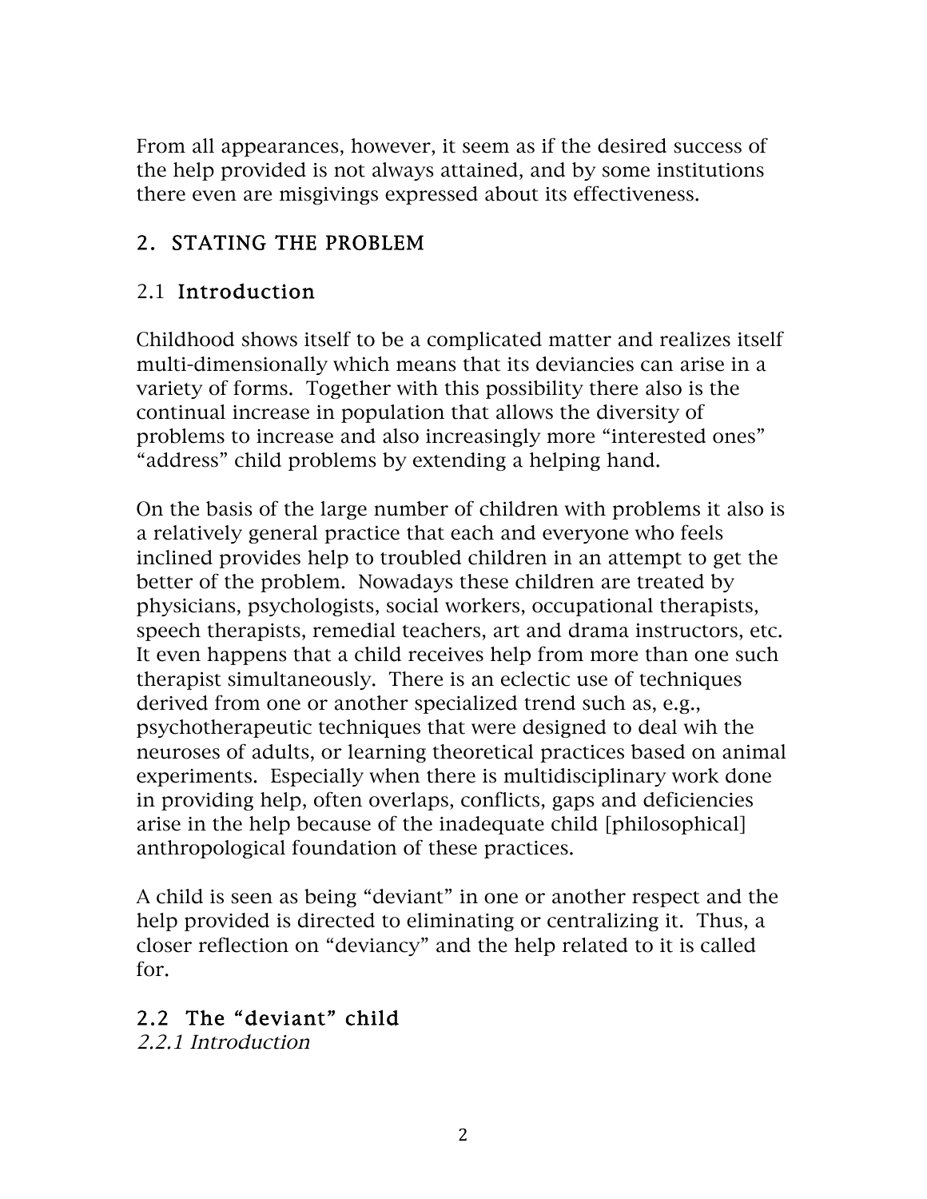From all appearances, however, it seem as if the desired success of the help provided is not always attained, and by some institutions there even are misgivings expressed about its effectiveness.

## 2. STATING THE PROBLEM

### 2.1 Introduction

Childhood shows itself to be a complicated matter and realizes itself multi-dimensionally which means that its deviancies can arise in a variety of forms. Together with this possibility there also is the continual increase in population that allows the diversity of problems to increase and also increasingly more "interested ones" "address" child problems by extending a helping hand.

On the basis of the large number of children with problems it also is a relatively general practice that each and everyone who feels inclined provides help to troubled children in an attempt to get the better of the problem. Nowadays these children are treated by physicians, psychologists, social workers, occupational therapists, speech therapists, remedial teachers, art and drama instructors, etc. It even happens that a child receives help from more than one such therapist simultaneously. There is an eclectic use of techniques derived from one or another specialized trend such as, e.g., psychotherapeutic techniques that were designed to deal wih the neuroses of adults, or learning theoretical practices based on animal experiments. Especially when there is multidisciplinary work done in providing help, often overlaps, conflicts, gaps and deficiencies arise in the help because of the inadequate child [philosophical] anthropological foundation of these practices.

A child is seen as being "deviant" in one or another respect and the help provided is directed to eliminating or centralizing it. Thus, a closer reflection on "deviancy" and the help related to it is called for.

### 2.2 The "deviant" child

*2.2.1 Introduction*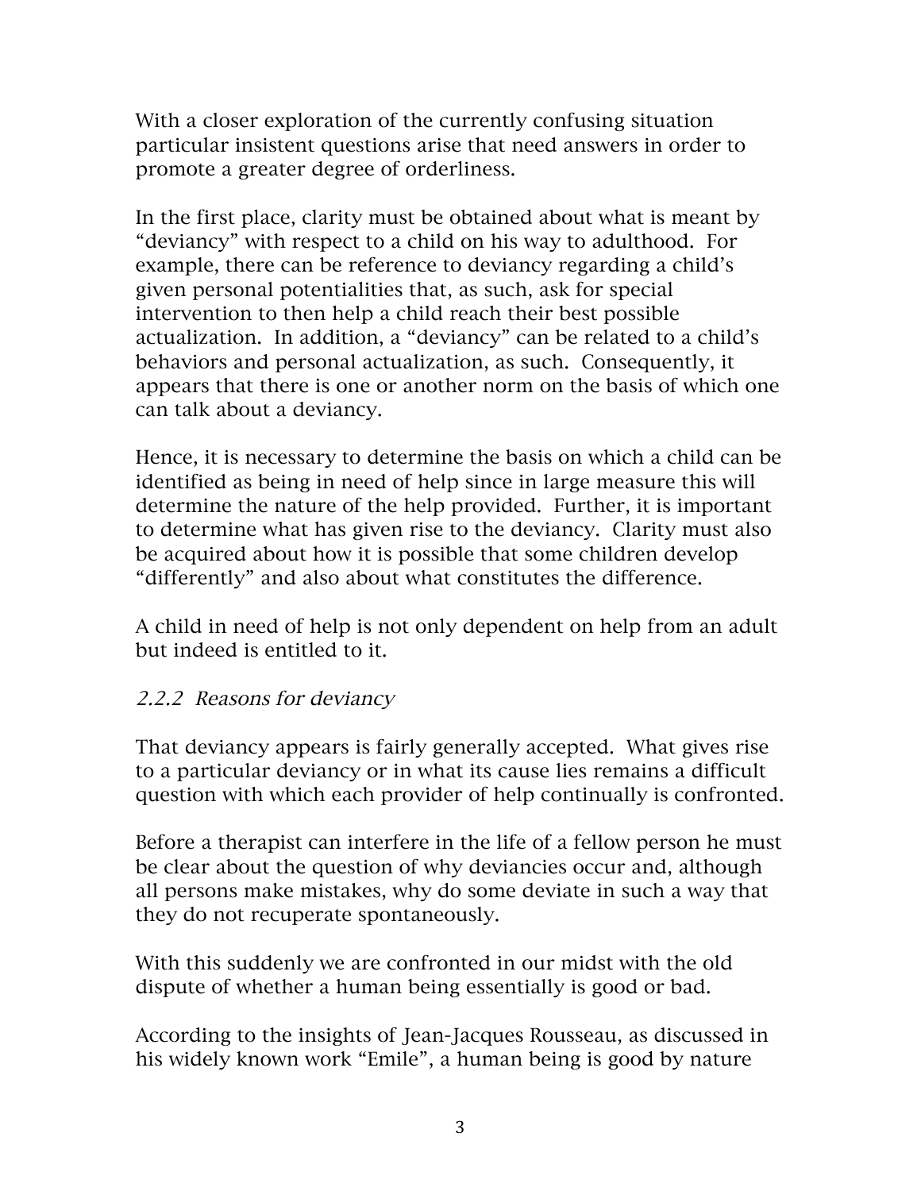With a closer exploration of the currently confusing situation particular insistent questions arise that need answers in order to promote a greater degree of orderliness.

In the first place, clarity must be obtained about what is meant by "deviancy" with respect to a child on his way to adulthood. For example, there can be reference to deviancy regarding a child's given personal potentialities that, as such, ask for special intervention to then help a child reach their best possible actualization. In addition, a "deviancy" can be related to a child's behaviors and personal actualization, as such. Consequently, it appears that there is one or another norm on the basis of which one can talk about a deviancy.

Hence, it is necessary to determine the basis on which a child can be identified as being in need of help since in large measure this will determine the nature of the help provided. Further, it is important to determine what has given rise to the deviancy. Clarity must also be acquired about how it is possible that some children develop "differently" and also about what constitutes the difference.

A child in need of help is not only dependent on help from an adult but indeed is entitled to it.

### *2.2.2 Reasons for deviancy*

That deviancy appears is fairly generally accepted. What gives rise to a particular deviancy or in what its cause lies remains a difficult question with which each provider of help continually is confronted.

Before a therapist can interfere in the life of a fellow person he must be clear about the question of why deviancies occur and, although all persons make mistakes, why do some deviate in such a way that they do not recuperate spontaneously.

With this suddenly we are confronted in our midst with the old dispute of whether a human being essentially is good or bad.

According to the insights of Jean-Jacques Rousseau, as discussed in his widely known work "Emile", a human being is good by nature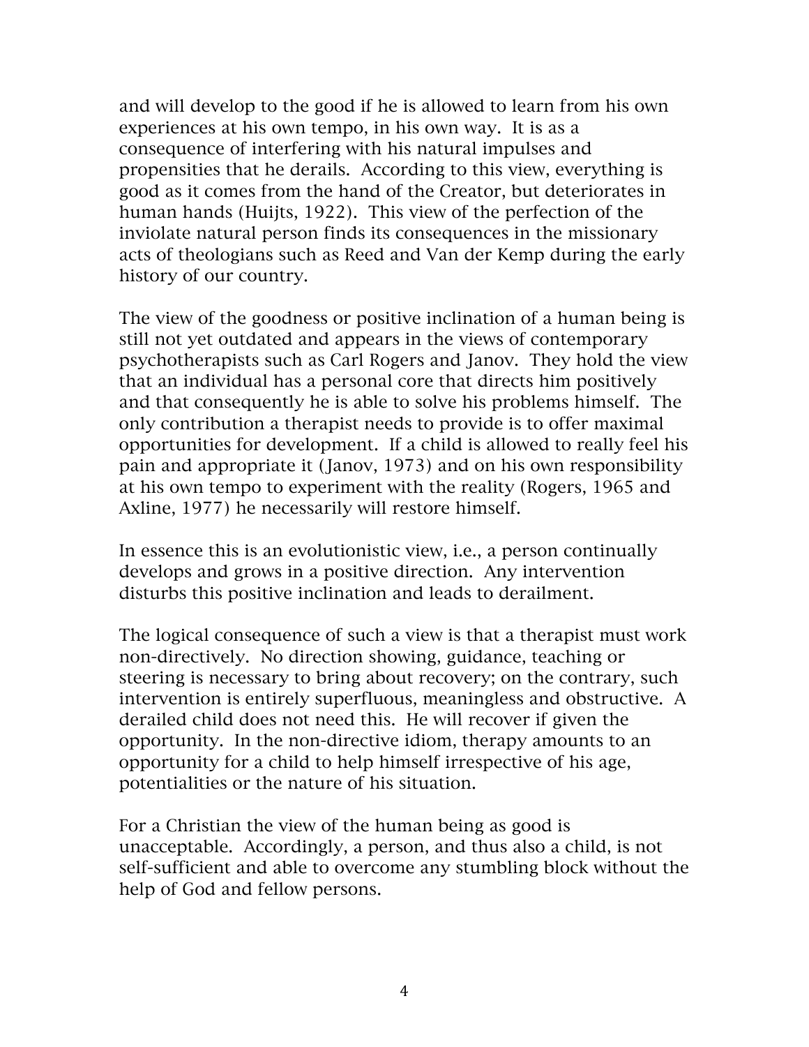and will develop to the good if he is allowed to learn from his own experiences at his own tempo, in his own way. It is as a consequence of interfering with his natural impulses and propensities that he derails. According to this view, everything is good as it comes from the hand of the Creator, but deteriorates in human hands (Huijts, 1922). This view of the perfection of the inviolate natural person finds its consequences in the missionary acts of theologians such as Reed and Van der Kemp during the early history of our country.

The view of the goodness or positive inclination of a human being is still not yet outdated and appears in the views of contemporary psychotherapists such as Carl Rogers and Janov. They hold the view that an individual has a personal core that directs him positively and that consequently he is able to solve his problems himself. The only contribution a therapist needs to provide is to offer maximal opportunities for development. If a child is allowed to really feel his pain and appropriate it (Janov, 1973) and on his own responsibility at his own tempo to experiment with the reality (Rogers, 1965 and Axline, 1977) he necessarily will restore himself.

In essence this is an evolutionistic view, i.e., a person continually develops and grows in a positive direction. Any intervention disturbs this positive inclination and leads to derailment.

The logical consequence of such a view is that a therapist must work non-directively. No direction showing, guidance, teaching or steering is necessary to bring about recovery; on the contrary, such intervention is entirely superfluous, meaningless and obstructive. A derailed child does not need this. He will recover if given the opportunity. In the non-directive idiom, therapy amounts to an opportunity for a child to help himself irrespective of his age, potentialities or the nature of his situation.

For a Christian the view of the human being as good is unacceptable. Accordingly, a person, and thus also a child, is not self-sufficient and able to overcome any stumbling block without the help of God and fellow persons.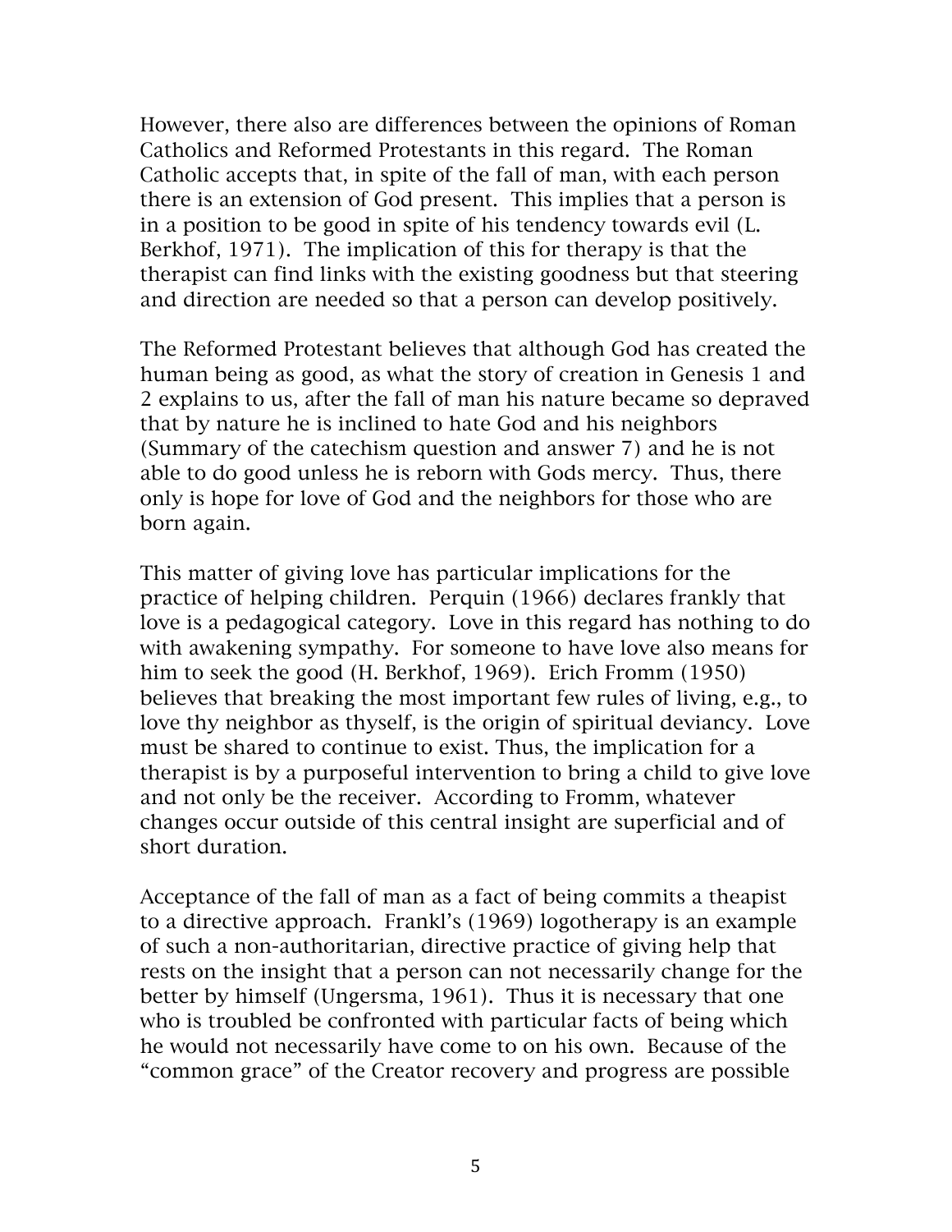However, there also are differences between the opinions of Roman Catholics and Reformed Protestants in this regard. The Roman Catholic accepts that, in spite of the fall of man, with each person there is an extension of God present. This implies that a person is in a position to be good in spite of his tendency towards evil (L. Berkhof, 1971). The implication of this for therapy is that the therapist can find links with the existing goodness but that steering and direction are needed so that a person can develop positively.

The Reformed Protestant believes that although God has created the human being as good, as what the story of creation in Genesis 1 and 2 explains to us, after the fall of man his nature became so depraved that by nature he is inclined to hate God and his neighbors (Summary of the catechism question and answer 7) and he is not able to do good unless he is reborn with Gods mercy. Thus, there only is hope for love of God and the neighbors for those who are born again.

This matter of giving love has particular implications for the practice of helping children. Perquin (1966) declares frankly that love is a pedagogical category. Love in this regard has nothing to do with awakening sympathy. For someone to have love also means for him to seek the good (H. Berkhof, 1969). Erich Fromm (1950) believes that breaking the most important few rules of living, e.g., to love thy neighbor as thyself, is the origin of spiritual deviancy. Love must be shared to continue to exist. Thus, the implication for a therapist is by a purposeful intervention to bring a child to give love and not only be the receiver. According to Fromm, whatever changes occur outside of this central insight are superficial and of short duration.

Acceptance of the fall of man as a fact of being commits a theapist to a directive approach. Frankl's (1969) logotherapy is an example of such a non-authoritarian, directive practice of giving help that rests on the insight that a person can not necessarily change for the better by himself (Ungersma, 1961). Thus it is necessary that one who is troubled be confronted with particular facts of being which he would not necessarily have come to on his own. Because of the "common grace" of the Creator recovery and progress are possible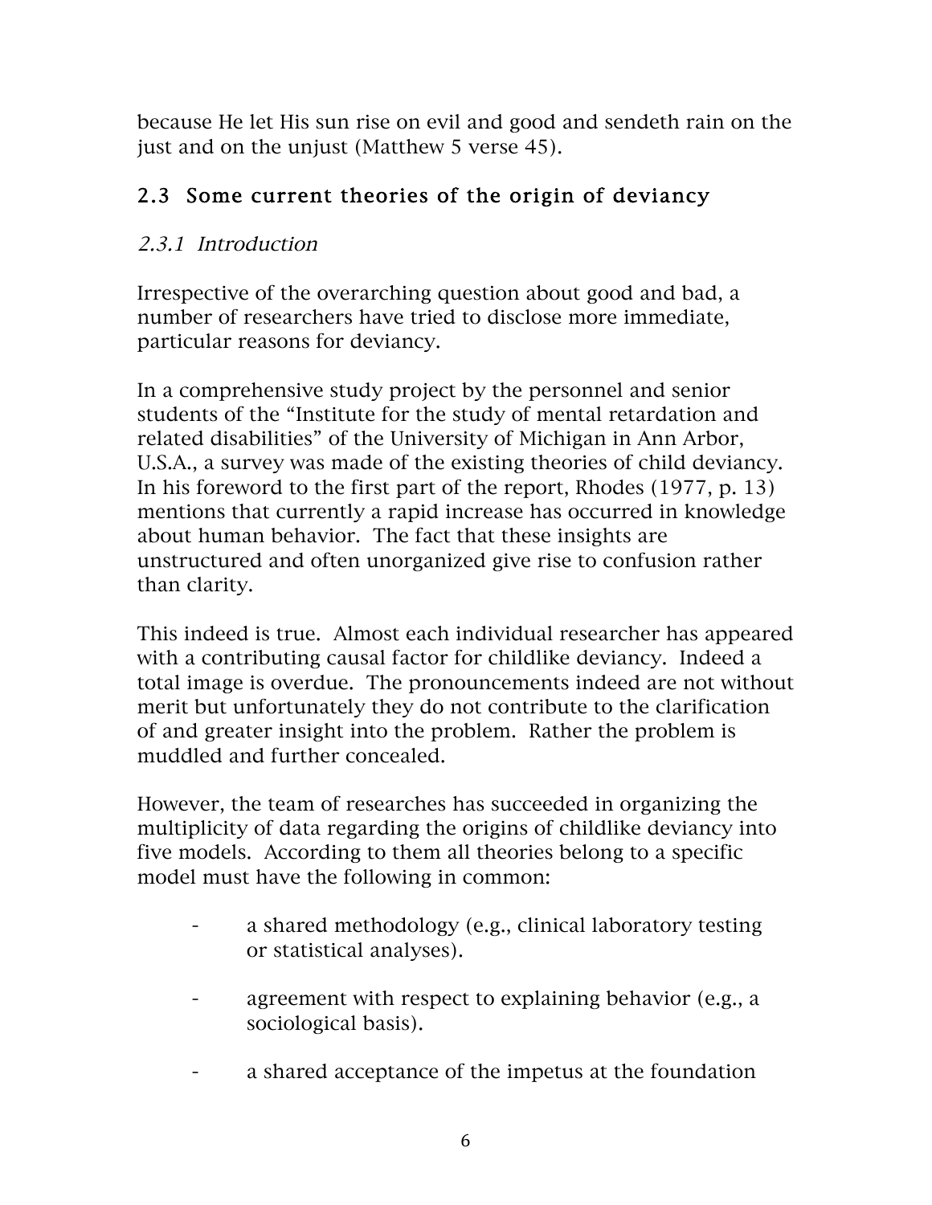because He let His sun rise on evil and good and sendeth rain on the just and on the unjust (Matthew 5 verse 45).

## 2.3 Some current theories of the origin of deviancy

### *2.3.1 Introduction*

Irrespective of the overarching question about good and bad, a number of researchers have tried to disclose more immediate, particular reasons for deviancy.

In a comprehensive study project by the personnel and senior students of the "Institute for the study of mental retardation and related disabilities" of the University of Michigan in Ann Arbor, U.S.A., a survey was made of the existing theories of child deviancy. In his foreword to the first part of the report, Rhodes (1977, p. 13) mentions that currently a rapid increase has occurred in knowledge about human behavior. The fact that these insights are unstructured and often unorganized give rise to confusion rather than clarity.

This indeed is true. Almost each individual researcher has appeared with a contributing causal factor for childlike deviancy. Indeed a total image is overdue. The pronouncements indeed are not without merit but unfortunately they do not contribute to the clarification of and greater insight into the problem. Rather the problem is muddled and further concealed.

However, the team of researches has succeeded in organizing the multiplicity of data regarding the origins of childlike deviancy into five models. According to them all theories belong to a specific model must have the following in common:

- a shared methodology (e.g., clinical laboratory testing or statistical analyses).
- agreement with respect to explaining behavior (e.g., a sociological basis).
- a shared acceptance of the impetus at the foundation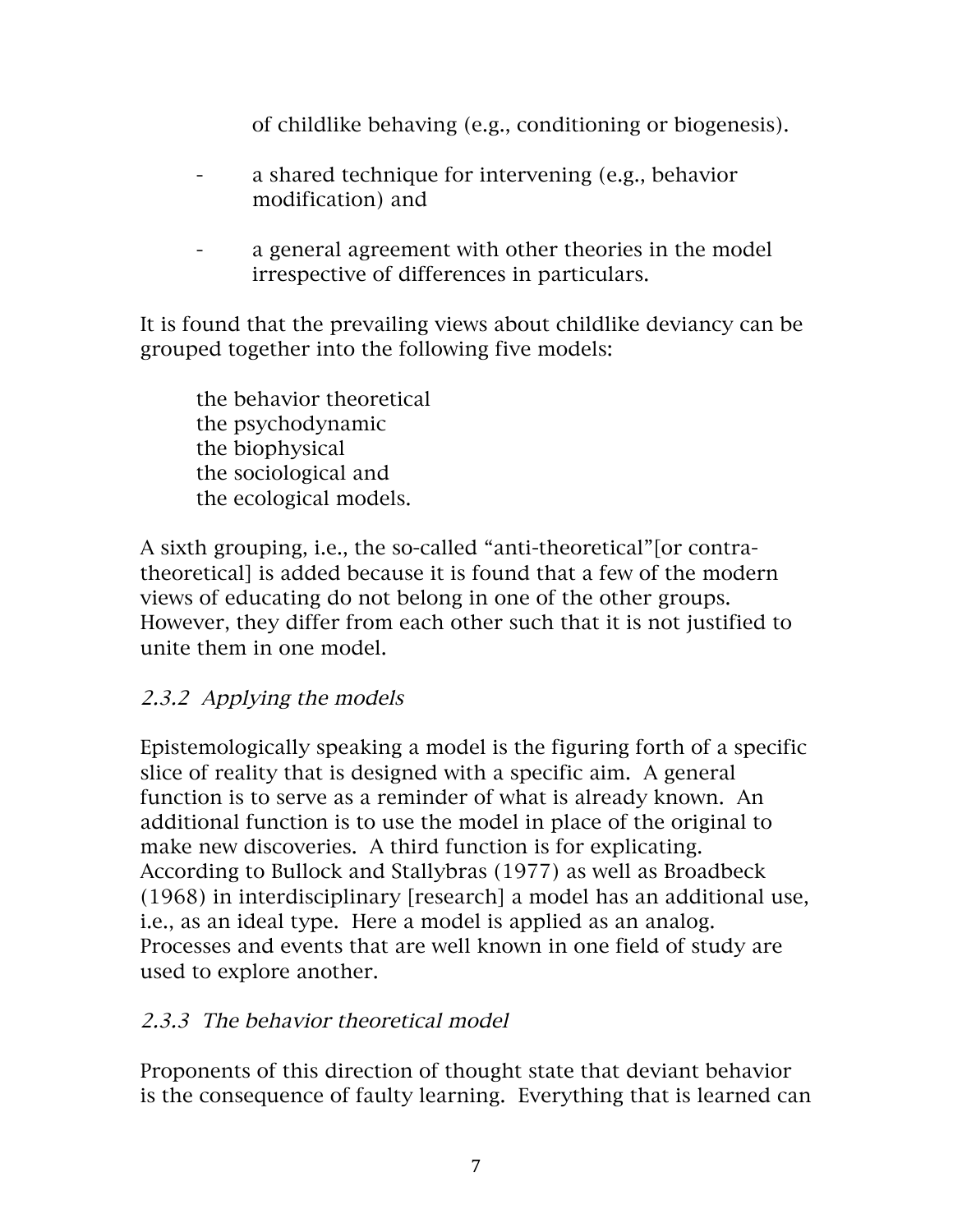of childlike behaving (e.g., conditioning or biogenesis).

- a shared technique for intervening (e.g., behavior modification) and
- a general agreement with other theories in the model irrespective of differences in particulars.

It is found that the prevailing views about childlike deviancy can be grouped together into the following five models:

the behavior theoretical
the psychodynamic
the biophysical
the sociological and
the ecological models.

A sixth grouping, i.e., the so-called "anti-theoretical"[or contra-theoretical] is added because it is found that a few of the modern views of educating do not belong in one of the other groups. However, they differ from each other such that it is not justified to unite them in one model.

### *2.3.2 Applying the models*

Epistemologically speaking a model is the figuring forth of a specific slice of reality that is designed with a specific aim. A general function is to serve as a reminder of what is already known. An additional function is to use the model in place of the original to make new discoveries. A third function is for explicating. According to Bullock and Stallybras (1977) as well as Broadbeck (1968) in interdisciplinary [research] a model has an additional use, i.e., as an ideal type. Here a model is applied as an analog. Processes and events that are well known in one field of study are used to explore another.

### *2.3.3 The behavior theoretical model*

Proponents of this direction of thought state that deviant behavior is the consequence of faulty learning. Everything that is learned can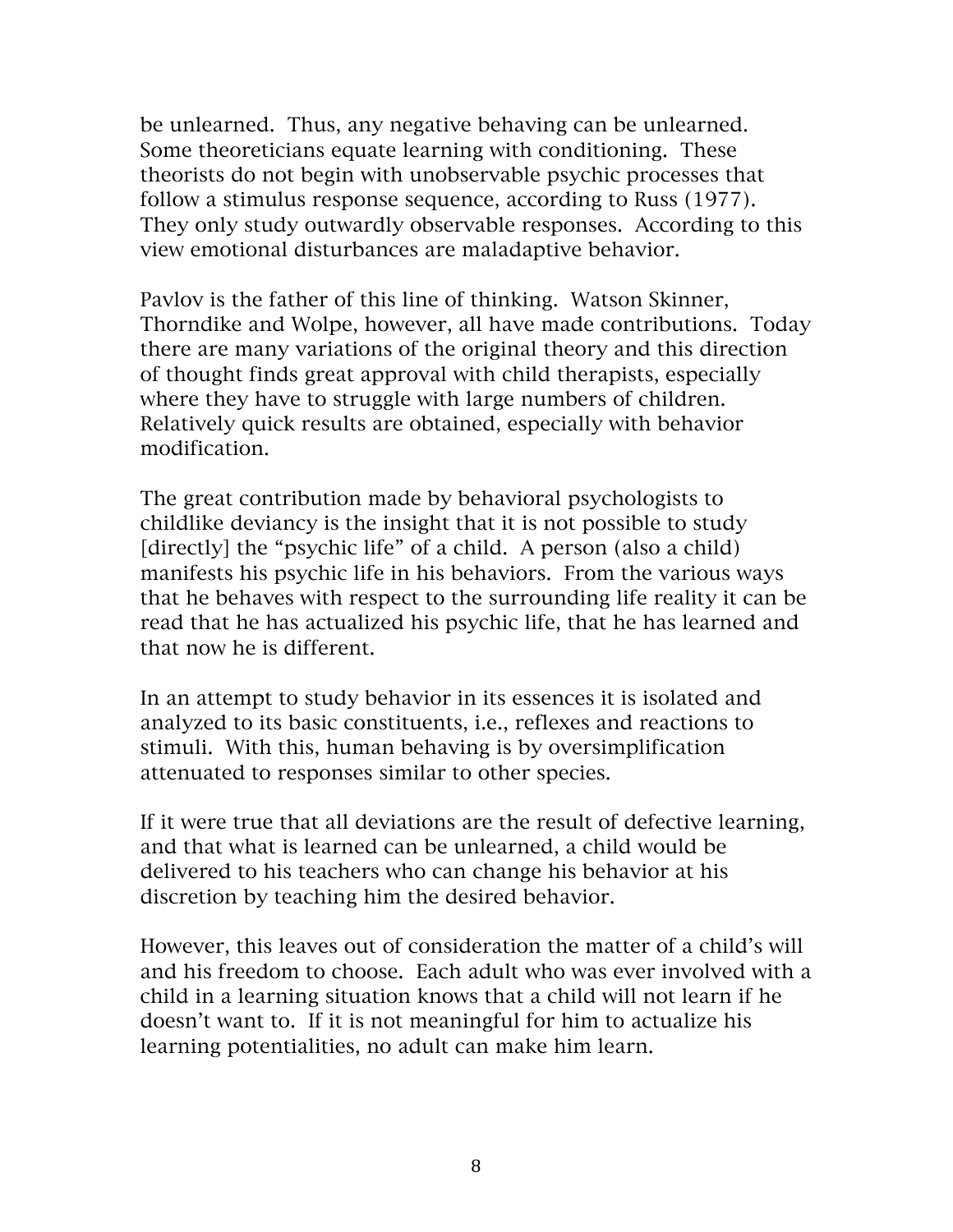be unlearned. Thus, any negative behaving can be unlearned. Some theoreticians equate learning with conditioning. These theorists do not begin with unobservable psychic processes that follow a stimulus response sequence, according to Russ (1977). They only study outwardly observable responses. According to this view emotional disturbances are maladaptive behavior.

Pavlov is the father of this line of thinking. Watson Skinner, Thorndike and Wolpe, however, all have made contributions. Today there are many variations of the original theory and this direction of thought finds great approval with child therapists, especially where they have to struggle with large numbers of children. Relatively quick results are obtained, especially with behavior modification.

The great contribution made by behavioral psychologists to childlike deviancy is the insight that it is not possible to study [directly] the "psychic life" of a child. A person (also a child) manifests his psychic life in his behaviors. From the various ways that he behaves with respect to the surrounding life reality it can be read that he has actualized his psychic life, that he has learned and that now he is different.

In an attempt to study behavior in its essences it is isolated and analyzed to its basic constituents, i.e., reflexes and reactions to stimuli. With this, human behaving is by oversimplification attenuated to responses similar to other species.

If it were true that all deviations are the result of defective learning, and that what is learned can be unlearned, a child would be delivered to his teachers who can change his behavior at his discretion by teaching him the desired behavior.

However, this leaves out of consideration the matter of a child's will and his freedom to choose. Each adult who was ever involved with a child in a learning situation knows that a child will not learn if he doesn't want to. If it is not meaningful for him to actualize his learning potentialities, no adult can make him learn.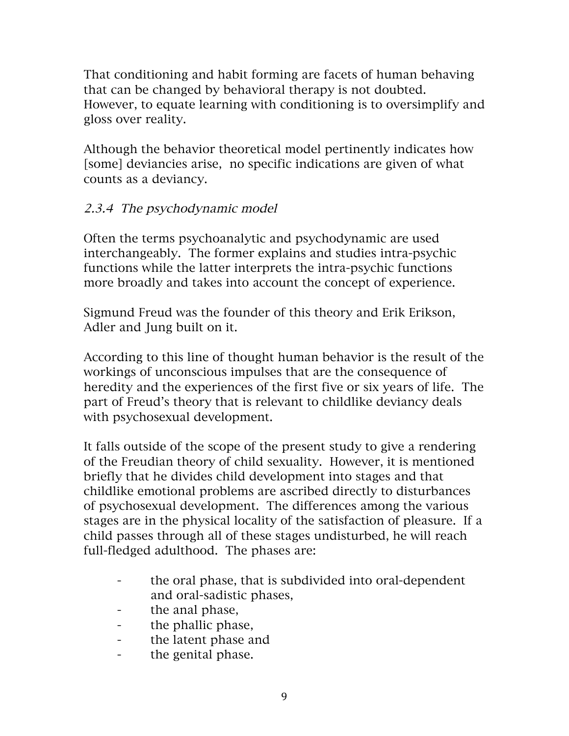That conditioning and habit forming are facets of human behaving that can be changed by behavioral therapy is not doubted. However, to equate learning with conditioning is to oversimplify and gloss over reality.

Although the behavior theoretical model pertinently indicates how [some] deviancies arise, no specific indications are given of what counts as a deviancy.

### *2.3.4 The psychodynamic model*

Often the terms psychoanalytic and psychodynamic are used interchangeably. The former explains and studies intra-psychic functions while the latter interprets the intra-psychic functions more broadly and takes into account the concept of experience.

Sigmund Freud was the founder of this theory and Erik Erikson, Adler and Jung built on it.

According to this line of thought human behavior is the result of the workings of unconscious impulses that are the consequence of heredity and the experiences of the first five or six years of life. The part of Freud's theory that is relevant to childlike deviancy deals with psychosexual development.

It falls outside of the scope of the present study to give a rendering of the Freudian theory of child sexuality. However, it is mentioned briefly that he divides child development into stages and that childlike emotional problems are ascribed directly to disturbances of psychosexual development. The differences among the various stages are in the physical locality of the satisfaction of pleasure. If a child passes through all of these stages undisturbed, he will reach full-fledged adulthood. The phases are:

- the oral phase, that is subdivided into oral-dependent and oral-sadistic phases,
- the anal phase,
- the phallic phase,
- the latent phase and
- the genital phase.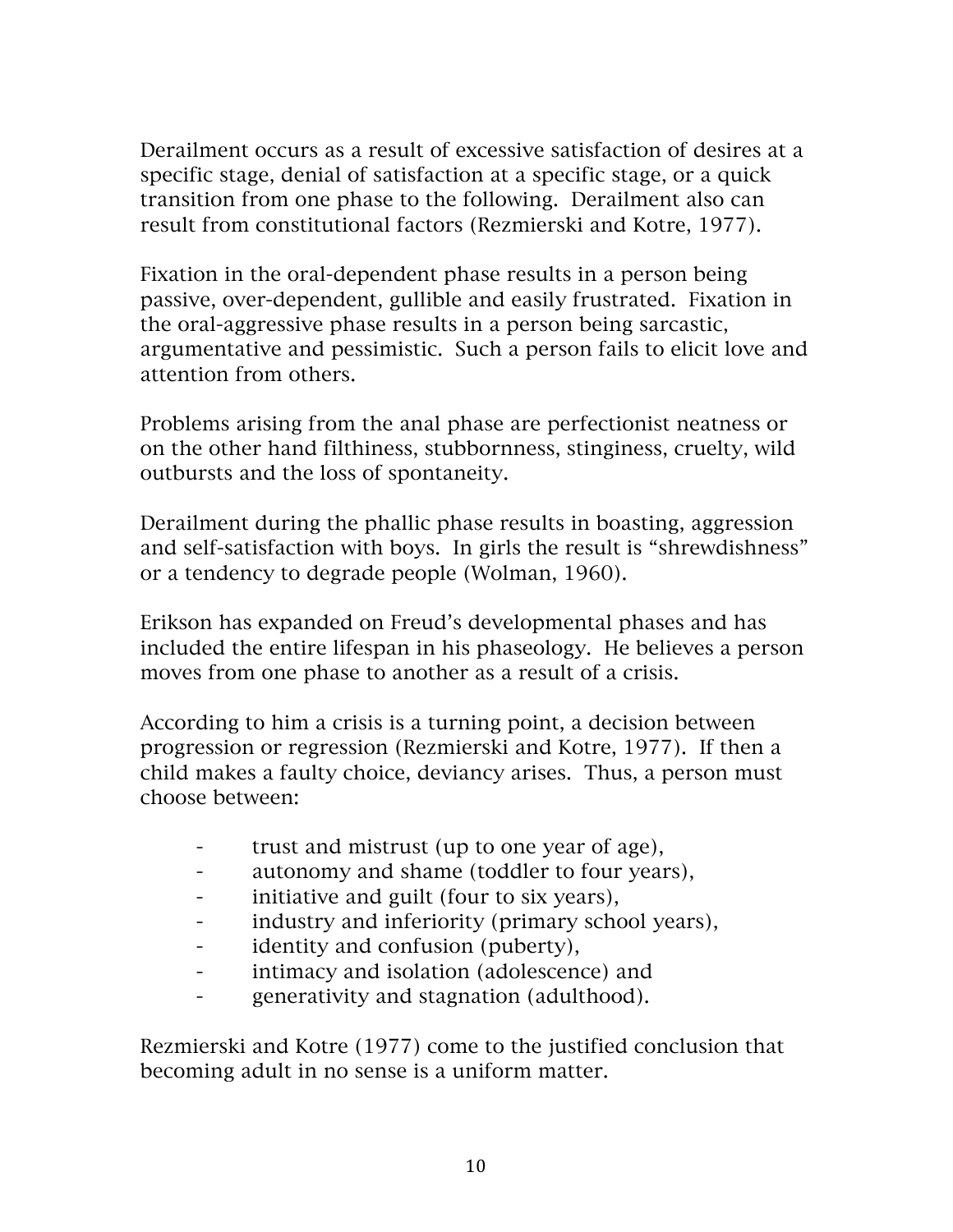Derailment occurs as a result of excessive satisfaction of desires at a specific stage, denial of satisfaction at a specific stage, or a quick transition from one phase to the following. Derailment also can result from constitutional factors (Rezmierski and Kotre, 1977).

Fixation in the oral-dependent phase results in a person being passive, over-dependent, gullible and easily frustrated. Fixation in the oral-aggressive phase results in a person being sarcastic, argumentative and pessimistic. Such a person fails to elicit love and attention from others.

Problems arising from the anal phase are perfectionist neatness or on the other hand filthiness, stubbornness, stinginess, cruelty, wild outbursts and the loss of spontaneity.

Derailment during the phallic phase results in boasting, aggression and self-satisfaction with boys. In girls the result is "shrewdishness" or a tendency to degrade people (Wolman, 1960).

Erikson has expanded on Freud's developmental phases and has included the entire lifespan in his phaseology. He believes a person moves from one phase to another as a result of a crisis.

According to him a crisis is a turning point, a decision between progression or regression (Rezmierski and Kotre, 1977). If then a child makes a faulty choice, deviancy arises. Thus, a person must choose between:

- trust and mistrust (up to one year of age),
- autonomy and shame (toddler to four years),
- initiative and guilt (four to six years),
- industry and inferiority (primary school years),
- identity and confusion (puberty),
- intimacy and isolation (adolescence) and
- generativity and stagnation (adulthood).

Rezmierski and Kotre (1977) come to the justified conclusion that becoming adult in no sense is a uniform matter.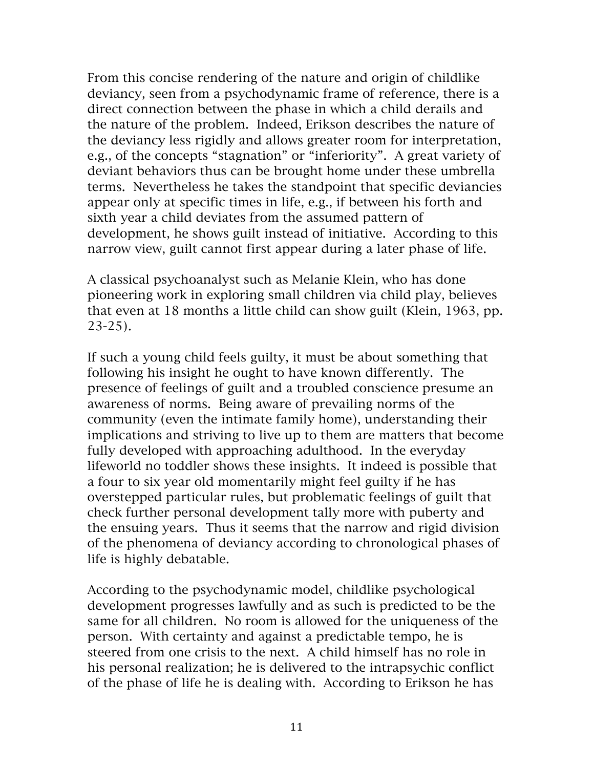From this concise rendering of the nature and origin of childlike deviancy, seen from a psychodynamic frame of reference, there is a direct connection between the phase in which a child derails and the nature of the problem. Indeed, Erikson describes the nature of the deviancy less rigidly and allows greater room for interpretation, e.g., of the concepts "stagnation" or "inferiority". A great variety of deviant behaviors thus can be brought home under these umbrella terms. Nevertheless he takes the standpoint that specific deviancies appear only at specific times in life, e.g., if between his forth and sixth year a child deviates from the assumed pattern of development, he shows guilt instead of initiative. According to this narrow view, guilt cannot first appear during a later phase of life.

A classical psychoanalyst such as Melanie Klein, who has done pioneering work in exploring small children via child play, believes that even at 18 months a little child can show guilt (Klein, 1963, pp. 23-25).

If such a young child feels guilty, it must be about something that following his insight he ought to have known differently. The presence of feelings of guilt and a troubled conscience presume an awareness of norms. Being aware of prevailing norms of the community (even the intimate family home), understanding their implications and striving to live up to them are matters that become fully developed with approaching adulthood. In the everyday lifeworld no toddler shows these insights. It indeed is possible that a four to six year old momentarily might feel guilty if he has overstepped particular rules, but problematic feelings of guilt that check further personal development tally more with puberty and the ensuing years. Thus it seems that the narrow and rigid division of the phenomena of deviancy according to chronological phases of life is highly debatable.

According to the psychodynamic model, childlike psychological development progresses lawfully and as such is predicted to be the same for all children. No room is allowed for the uniqueness of the person. With certainty and against a predictable tempo, he is steered from one crisis to the next. A child himself has no role in his personal realization; he is delivered to the intrapsychic conflict of the phase of life he is dealing with. According to Erikson he has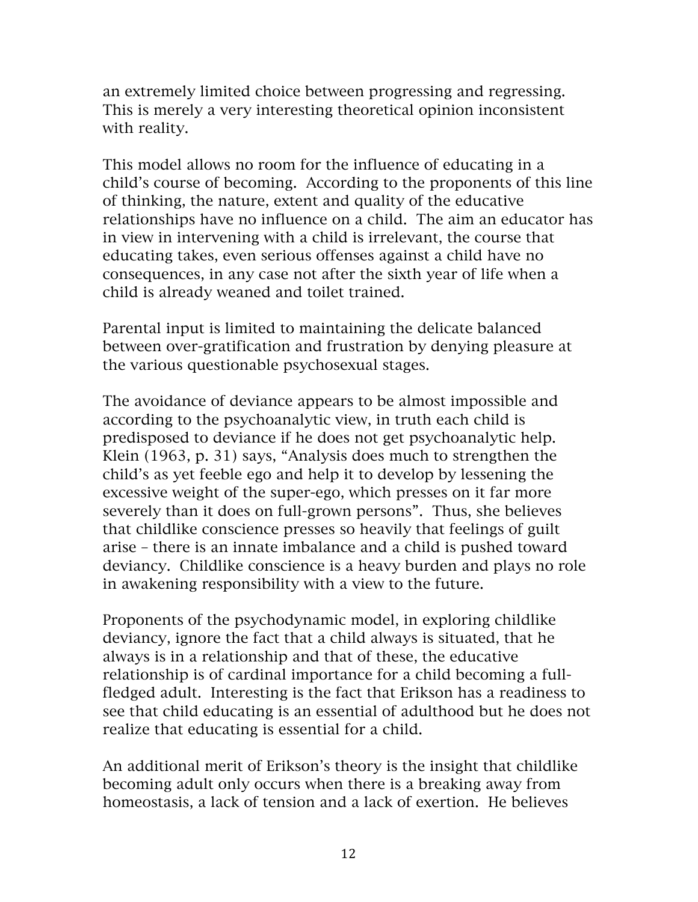an extremely limited choice between progressing and regressing. This is merely a very interesting theoretical opinion inconsistent with reality.

This model allows no room for the influence of educating in a child's course of becoming. According to the proponents of this line of thinking, the nature, extent and quality of the educative relationships have no influence on a child. The aim an educator has in view in intervening with a child is irrelevant, the course that educating takes, even serious offenses against a child have no consequences, in any case not after the sixth year of life when a child is already weaned and toilet trained.

Parental input is limited to maintaining the delicate balanced between over-gratification and frustration by denying pleasure at the various questionable psychosexual stages.

The avoidance of deviance appears to be almost impossible and according to the psychoanalytic view, in truth each child is predisposed to deviance if he does not get psychoanalytic help. Klein (1963, p. 31) says, "Analysis does much to strengthen the child's as yet feeble ego and help it to develop by lessening the excessive weight of the super-ego, which presses on it far more severely than it does on full-grown persons". Thus, she believes that childlike conscience presses so heavily that feelings of guilt arise – there is an innate imbalance and a child is pushed toward deviancy. Childlike conscience is a heavy burden and plays no role in awakening responsibility with a view to the future.

Proponents of the psychodynamic model, in exploring childlike deviancy, ignore the fact that a child always is situated, that he always is in a relationship and that of these, the educative relationship is of cardinal importance for a child becoming a full-fledged adult. Interesting is the fact that Erikson has a readiness to see that child educating is an essential of adulthood but he does not realize that educating is essential for a child.

An additional merit of Erikson's theory is the insight that childlike becoming adult only occurs when there is a breaking away from homeostasis, a lack of tension and a lack of exertion. He believes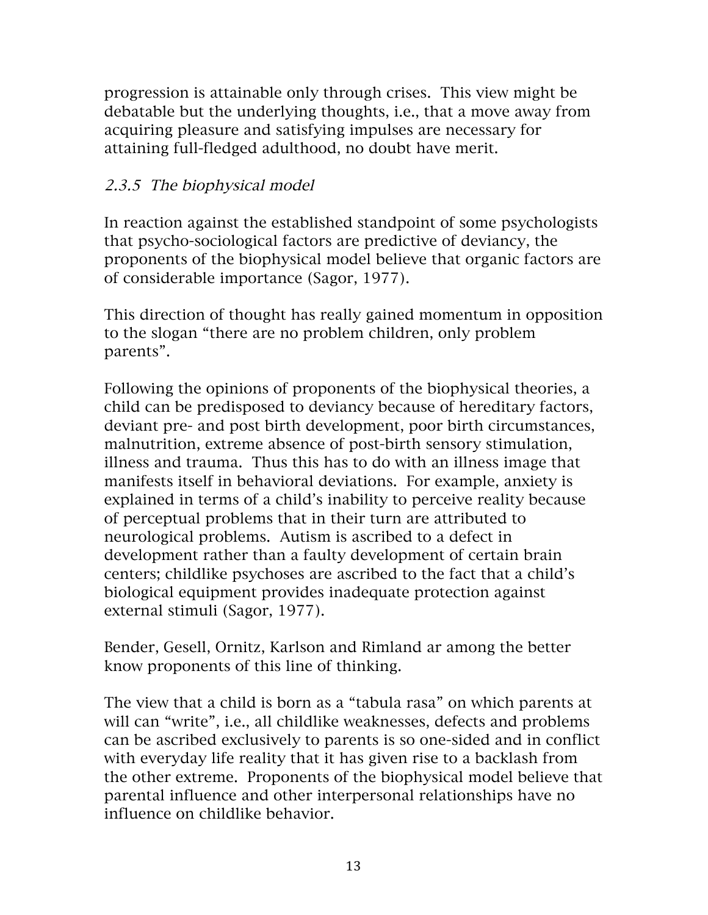progression is attainable only through crises. This view might be debatable but the underlying thoughts, i.e., that a move away from acquiring pleasure and satisfying impulses are necessary for attaining full-fledged adulthood, no doubt have merit.

### *2.3.5 The biophysical model*

In reaction against the established standpoint of some psychologists that psycho-sociological factors are predictive of deviancy, the proponents of the biophysical model believe that organic factors are of considerable importance (Sagor, 1977).

This direction of thought has really gained momentum in opposition to the slogan "there are no problem children, only problem parents".

Following the opinions of proponents of the biophysical theories, a child can be predisposed to deviancy because of hereditary factors, deviant pre- and post birth development, poor birth circumstances, malnutrition, extreme absence of post-birth sensory stimulation, illness and trauma. Thus this has to do with an illness image that manifests itself in behavioral deviations. For example, anxiety is explained in terms of a child's inability to perceive reality because of perceptual problems that in their turn are attributed to neurological problems. Autism is ascribed to a defect in development rather than a faulty development of certain brain centers; childlike psychoses are ascribed to the fact that a child's biological equipment provides inadequate protection against external stimuli (Sagor, 1977).

Bender, Gesell, Ornitz, Karlson and Rimland ar among the better know proponents of this line of thinking.

The view that a child is born as a "tabula rasa" on which parents at will can "write", i.e., all childlike weaknesses, defects and problems can be ascribed exclusively to parents is so one-sided and in conflict with everyday life reality that it has given rise to a backlash from the other extreme. Proponents of the biophysical model believe that parental influence and other interpersonal relationships have no influence on childlike behavior.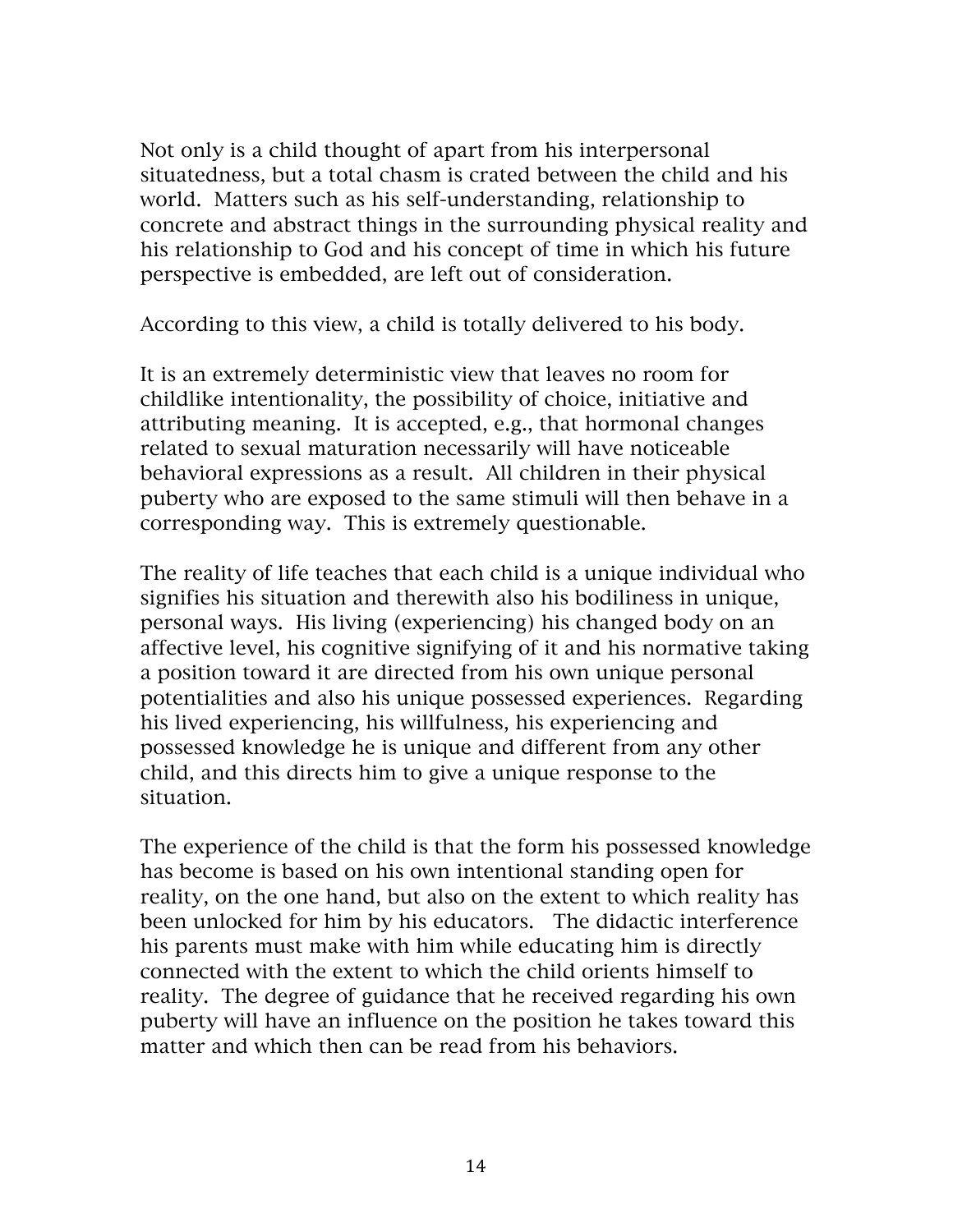Not only is a child thought of apart from his interpersonal situatedness, but a total chasm is crated between the child and his world. Matters such as his self-understanding, relationship to concrete and abstract things in the surrounding physical reality and his relationship to God and his concept of time in which his future perspective is embedded, are left out of consideration.

According to this view, a child is totally delivered to his body.

It is an extremely deterministic view that leaves no room for childlike intentionality, the possibility of choice, initiative and attributing meaning. It is accepted, e.g., that hormonal changes related to sexual maturation necessarily will have noticeable behavioral expressions as a result. All children in their physical puberty who are exposed to the same stimuli will then behave in a corresponding way. This is extremely questionable.

The reality of life teaches that each child is a unique individual who signifies his situation and therewith also his bodiliness in unique, personal ways. His living (experiencing) his changed body on an affective level, his cognitive signifying of it and his normative taking a position toward it are directed from his own unique personal potentialities and also his unique possessed experiences. Regarding his lived experiencing, his willfulness, his experiencing and possessed knowledge he is unique and different from any other child, and this directs him to give a unique response to the situation.

The experience of the child is that the form his possessed knowledge has become is based on his own intentional standing open for reality, on the one hand, but also on the extent to which reality has been unlocked for him by his educators. The didactic interference his parents must make with him while educating him is directly connected with the extent to which the child orients himself to reality. The degree of guidance that he received regarding his own puberty will have an influence on the position he takes toward this matter and which then can be read from his behaviors.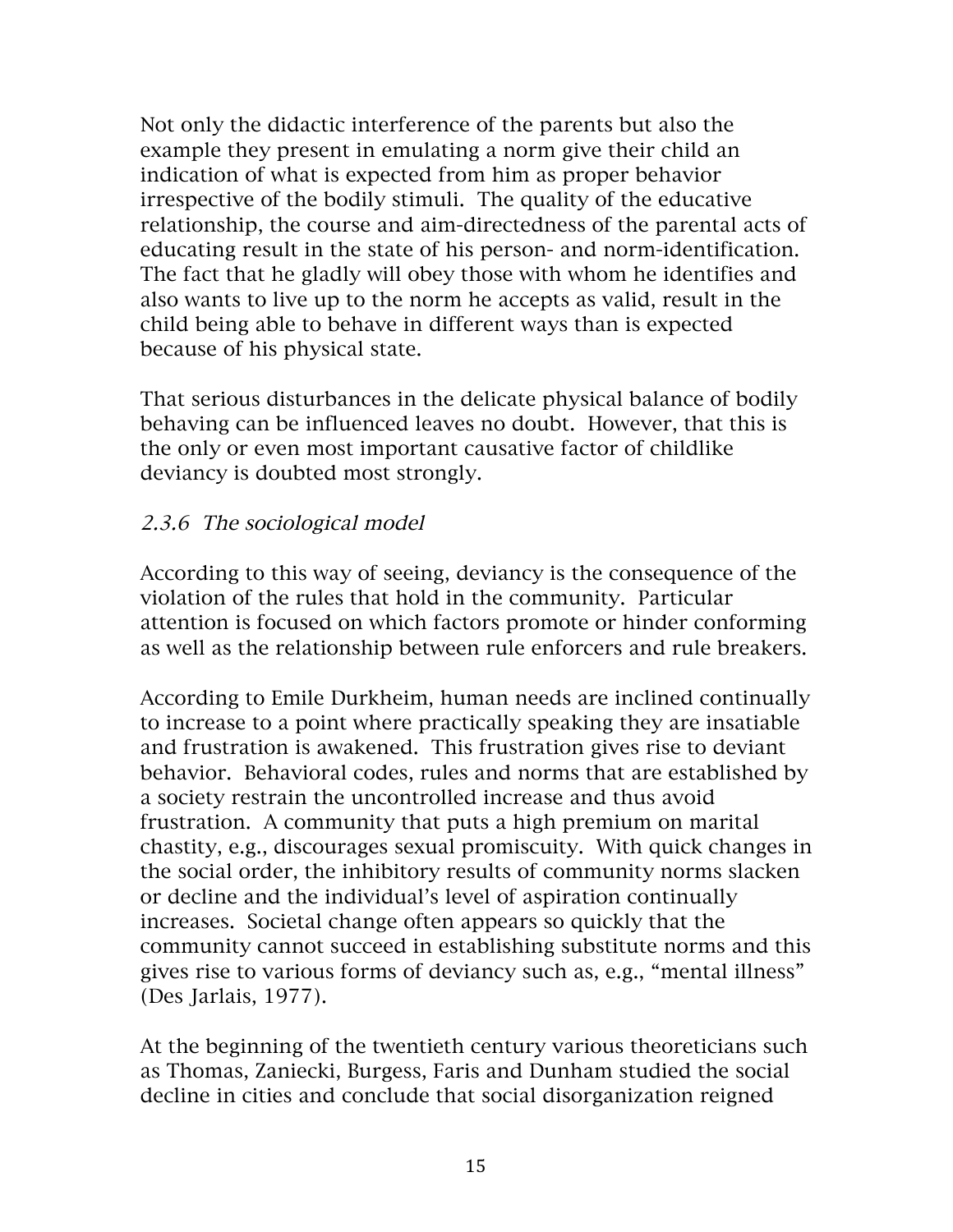Not only the didactic interference of the parents but also the example they present in emulating a norm give their child an indication of what is expected from him as proper behavior irrespective of the bodily stimuli. The quality of the educative relationship, the course and aim-directedness of the parental acts of educating result in the state of his person- and norm-identification. The fact that he gladly will obey those with whom he identifies and also wants to live up to the norm he accepts as valid, result in the child being able to behave in different ways than is expected because of his physical state.

That serious disturbances in the delicate physical balance of bodily behaving can be influenced leaves no doubt. However, that this is the only or even most important causative factor of childlike deviancy is doubted most strongly.

### *2.3.6 The sociological model*

According to this way of seeing, deviancy is the consequence of the violation of the rules that hold in the community. Particular attention is focused on which factors promote or hinder conforming as well as the relationship between rule enforcers and rule breakers.

According to Emile Durkheim, human needs are inclined continually to increase to a point where practically speaking they are insatiable and frustration is awakened. This frustration gives rise to deviant behavior. Behavioral codes, rules and norms that are established by a society restrain the uncontrolled increase and thus avoid frustration. A community that puts a high premium on marital chastity, e.g., discourages sexual promiscuity. With quick changes in the social order, the inhibitory results of community norms slacken or decline and the individual's level of aspiration continually increases. Societal change often appears so quickly that the community cannot succeed in establishing substitute norms and this gives rise to various forms of deviancy such as, e.g., "mental illness" (Des Jarlais, 1977).

At the beginning of the twentieth century various theoreticians such as Thomas, Zaniecki, Burgess, Faris and Dunham studied the social decline in cities and conclude that social disorganization reigned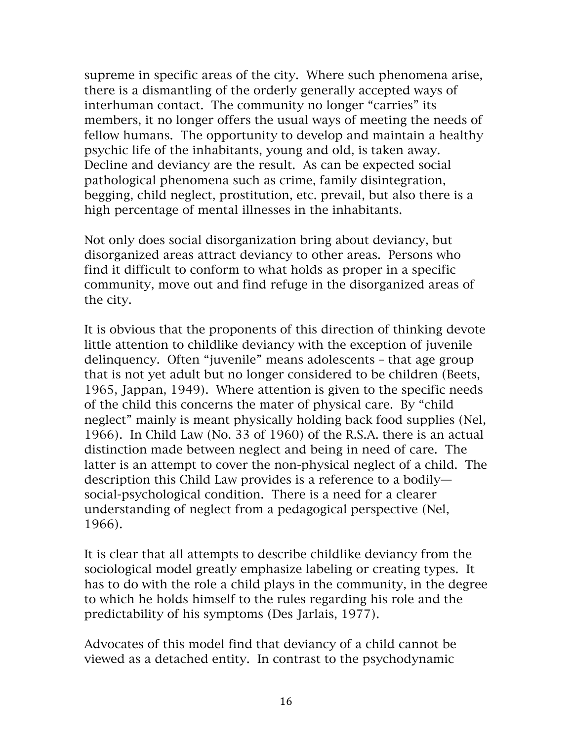supreme in specific areas of the city. Where such phenomena arise, there is a dismantling of the orderly generally accepted ways of interhuman contact. The community no longer "carries" its members, it no longer offers the usual ways of meeting the needs of fellow humans. The opportunity to develop and maintain a healthy psychic life of the inhabitants, young and old, is taken away. Decline and deviancy are the result. As can be expected social pathological phenomena such as crime, family disintegration, begging, child neglect, prostitution, etc. prevail, but also there is a high percentage of mental illnesses in the inhabitants.

Not only does social disorganization bring about deviancy, but disorganized areas attract deviancy to other areas. Persons who find it difficult to conform to what holds as proper in a specific community, move out and find refuge in the disorganized areas of the city.

It is obvious that the proponents of this direction of thinking devote little attention to childlike deviancy with the exception of juvenile delinquency. Often "juvenile" means adolescents – that age group that is not yet adult but no longer considered to be children (Beets, 1965, Jappan, 1949). Where attention is given to the specific needs of the child this concerns the mater of physical care. By "child neglect" mainly is meant physically holding back food supplies (Nel, 1966). In Child Law (No. 33 of 1960) of the R.S.A. there is an actual distinction made between neglect and being in need of care. The latter is an attempt to cover the non-physical neglect of a child. The description this Child Law provides is a reference to a bodily—social-psychological condition. There is a need for a clearer understanding of neglect from a pedagogical perspective (Nel, 1966).

It is clear that all attempts to describe childlike deviancy from the sociological model greatly emphasize labeling or creating types. It has to do with the role a child plays in the community, in the degree to which he holds himself to the rules regarding his role and the predictability of his symptoms (Des Jarlais, 1977).

Advocates of this model find that deviancy of a child cannot be viewed as a detached entity. In contrast to the psychodynamic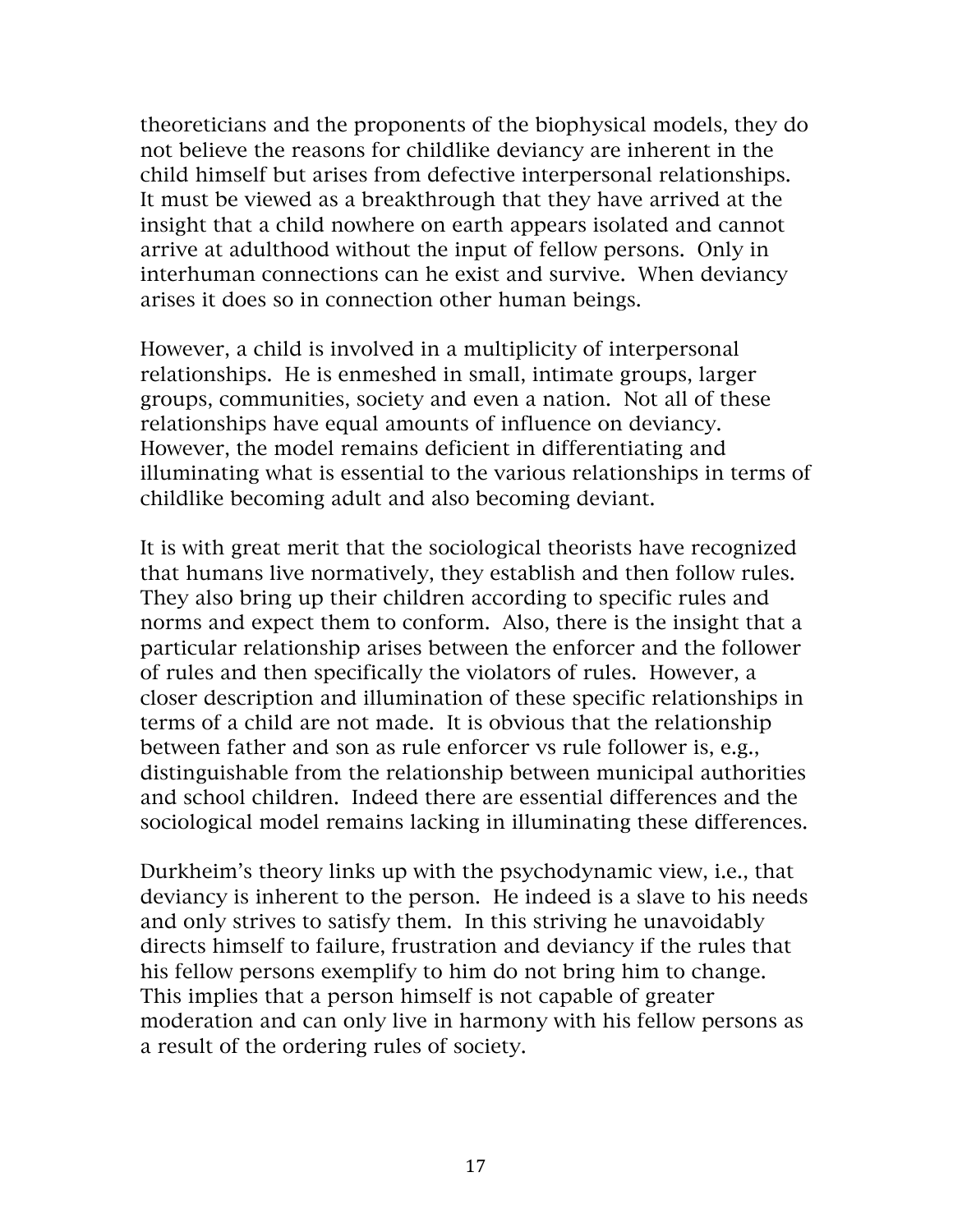theoreticians and the proponents of the biophysical models, they do not believe the reasons for childlike deviancy are inherent in the child himself but arises from defective interpersonal relationships. It must be viewed as a breakthrough that they have arrived at the insight that a child nowhere on earth appears isolated and cannot arrive at adulthood without the input of fellow persons. Only in interhuman connections can he exist and survive. When deviancy arises it does so in connection other human beings.

However, a child is involved in a multiplicity of interpersonal relationships. He is enmeshed in small, intimate groups, larger groups, communities, society and even a nation. Not all of these relationships have equal amounts of influence on deviancy. However, the model remains deficient in differentiating and illuminating what is essential to the various relationships in terms of childlike becoming adult and also becoming deviant.

It is with great merit that the sociological theorists have recognized that humans live normatively, they establish and then follow rules. They also bring up their children according to specific rules and norms and expect them to conform. Also, there is the insight that a particular relationship arises between the enforcer and the follower of rules and then specifically the violators of rules. However, a closer description and illumination of these specific relationships in terms of a child are not made. It is obvious that the relationship between father and son as rule enforcer vs rule follower is, e.g., distinguishable from the relationship between municipal authorities and school children. Indeed there are essential differences and the sociological model remains lacking in illuminating these differences.

Durkheim's theory links up with the psychodynamic view, i.e., that deviancy is inherent to the person. He indeed is a slave to his needs and only strives to satisfy them. In this striving he unavoidably directs himself to failure, frustration and deviancy if the rules that his fellow persons exemplify to him do not bring him to change. This implies that a person himself is not capable of greater moderation and can only live in harmony with his fellow persons as a result of the ordering rules of society.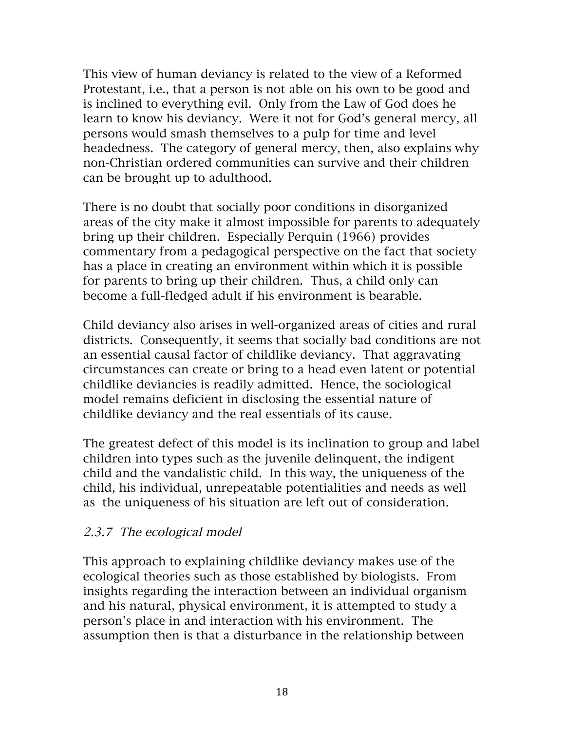This view of human deviancy is related to the view of a Reformed Protestant, i.e., that a person is not able on his own to be good and is inclined to everything evil. Only from the Law of God does he learn to know his deviancy. Were it not for God's general mercy, all persons would smash themselves to a pulp for time and level headedness. The category of general mercy, then, also explains why non-Christian ordered communities can survive and their children can be brought up to adulthood.

There is no doubt that socially poor conditions in disorganized areas of the city make it almost impossible for parents to adequately bring up their children. Especially Perquin (1966) provides commentary from a pedagogical perspective on the fact that society has a place in creating an environment within which it is possible for parents to bring up their children. Thus, a child only can become a full-fledged adult if his environment is bearable.

Child deviancy also arises in well-organized areas of cities and rural districts. Consequently, it seems that socially bad conditions are not an essential causal factor of childlike deviancy. That aggravating circumstances can create or bring to a head even latent or potential childlike deviancies is readily admitted. Hence, the sociological model remains deficient in disclosing the essential nature of childlike deviancy and the real essentials of its cause.

The greatest defect of this model is its inclination to group and label children into types such as the juvenile delinquent, the indigent child and the vandalistic child. In this way, the uniqueness of the child, his individual, unrepeatable potentialities and needs as well as the uniqueness of his situation are left out of consideration.

### *2.3.7 The ecological model*

This approach to explaining childlike deviancy makes use of the ecological theories such as those established by biologists. From insights regarding the interaction between an individual organism and his natural, physical environment, it is attempted to study a person's place in and interaction with his environment. The assumption then is that a disturbance in the relationship between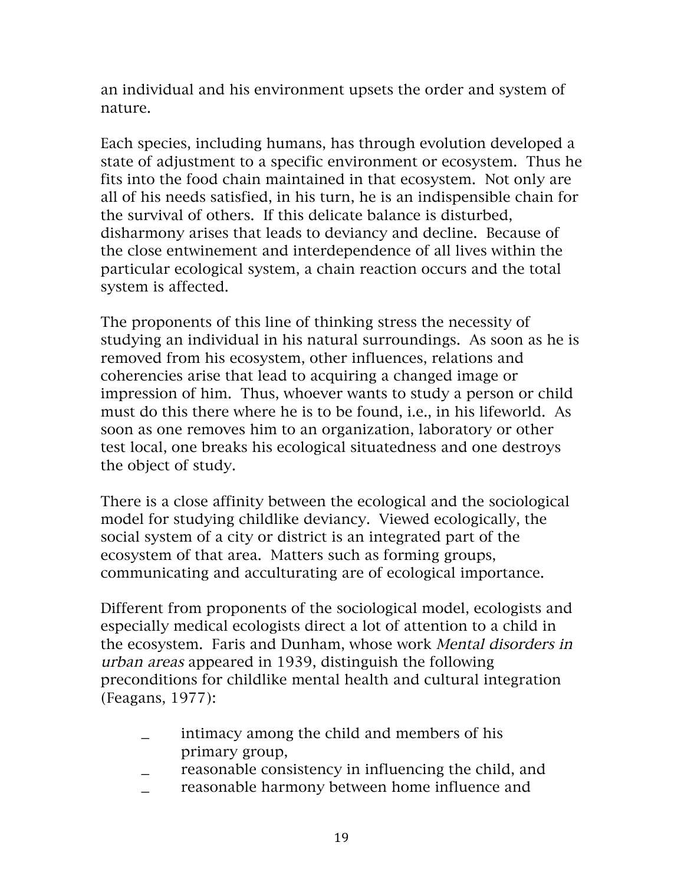an individual and his environment upsets the order and system of nature.

Each species, including humans, has through evolution developed a state of adjustment to a specific environment or ecosystem. Thus he fits into the food chain maintained in that ecosystem. Not only are all of his needs satisfied, in his turn, he is an indispensible chain for the survival of others. If this delicate balance is disturbed, disharmony arises that leads to deviancy and decline. Because of the close entwinement and interdependence of all lives within the particular ecological system, a chain reaction occurs and the total system is affected.

The proponents of this line of thinking stress the necessity of studying an individual in his natural surroundings. As soon as he is removed from his ecosystem, other influences, relations and coherencies arise that lead to acquiring a changed image or impression of him. Thus, whoever wants to study a person or child must do this there where he is to be found, i.e., in his lifeworld. As soon as one removes him to an organization, laboratory or other test local, one breaks his ecological situatedness and one destroys the object of study.

There is a close affinity between the ecological and the sociological model for studying childlike deviancy. Viewed ecologically, the social system of a city or district is an integrated part of the ecosystem of that area. Matters such as forming groups, communicating and acculturating are of ecological importance.

Different from proponents of the sociological model, ecologists and especially medical ecologists direct a lot of attention to a child in the ecosystem. Faris and Dunham, whose work *Mental disorders in urban areas* appeared in 1939, distinguish the following preconditions for childlike mental health and cultural integration (Feagans, 1977):

- intimacy among the child and members of his primary group,
- reasonable consistency in influencing the child, and
- reasonable harmony between home influence and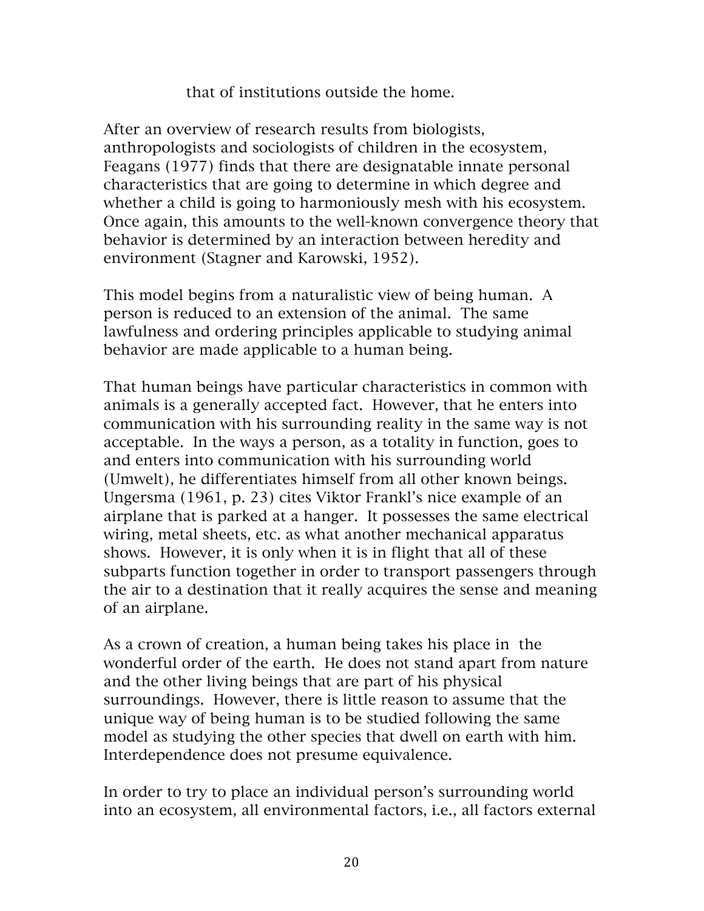that of institutions outside the home.

After an overview of research results from biologists, anthropologists and sociologists of children in the ecosystem, Feagans (1977) finds that there are designatable innate personal characteristics that are going to determine in which degree and whether a child is going to harmoniously mesh with his ecosystem. Once again, this amounts to the well-known convergence theory that behavior is determined by an interaction between heredity and environment (Stagner and Karowski, 1952).

This model begins from a naturalistic view of being human. A person is reduced to an extension of the animal. The same lawfulness and ordering principles applicable to studying animal behavior are made applicable to a human being.

That human beings have particular characteristics in common with animals is a generally accepted fact. However, that he enters into communication with his surrounding reality in the same way is not acceptable. In the ways a person, as a totality in function, goes to and enters into communication with his surrounding world (Umwelt), he differentiates himself from all other known beings. Ungersma (1961, p. 23) cites Viktor Frankl's nice example of an airplane that is parked at a hanger. It possesses the same electrical wiring, metal sheets, etc. as what another mechanical apparatus shows. However, it is only when it is in flight that all of these subparts function together in order to transport passengers through the air to a destination that it really acquires the sense and meaning of an airplane.

As a crown of creation, a human being takes his place in the wonderful order of the earth. He does not stand apart from nature and the other living beings that are part of his physical surroundings. However, there is little reason to assume that the unique way of being human is to be studied following the same model as studying the other species that dwell on earth with him. Interdependence does not presume equivalence.

In order to try to place an individual person's surrounding world into an ecosystem, all environmental factors, i.e., all factors external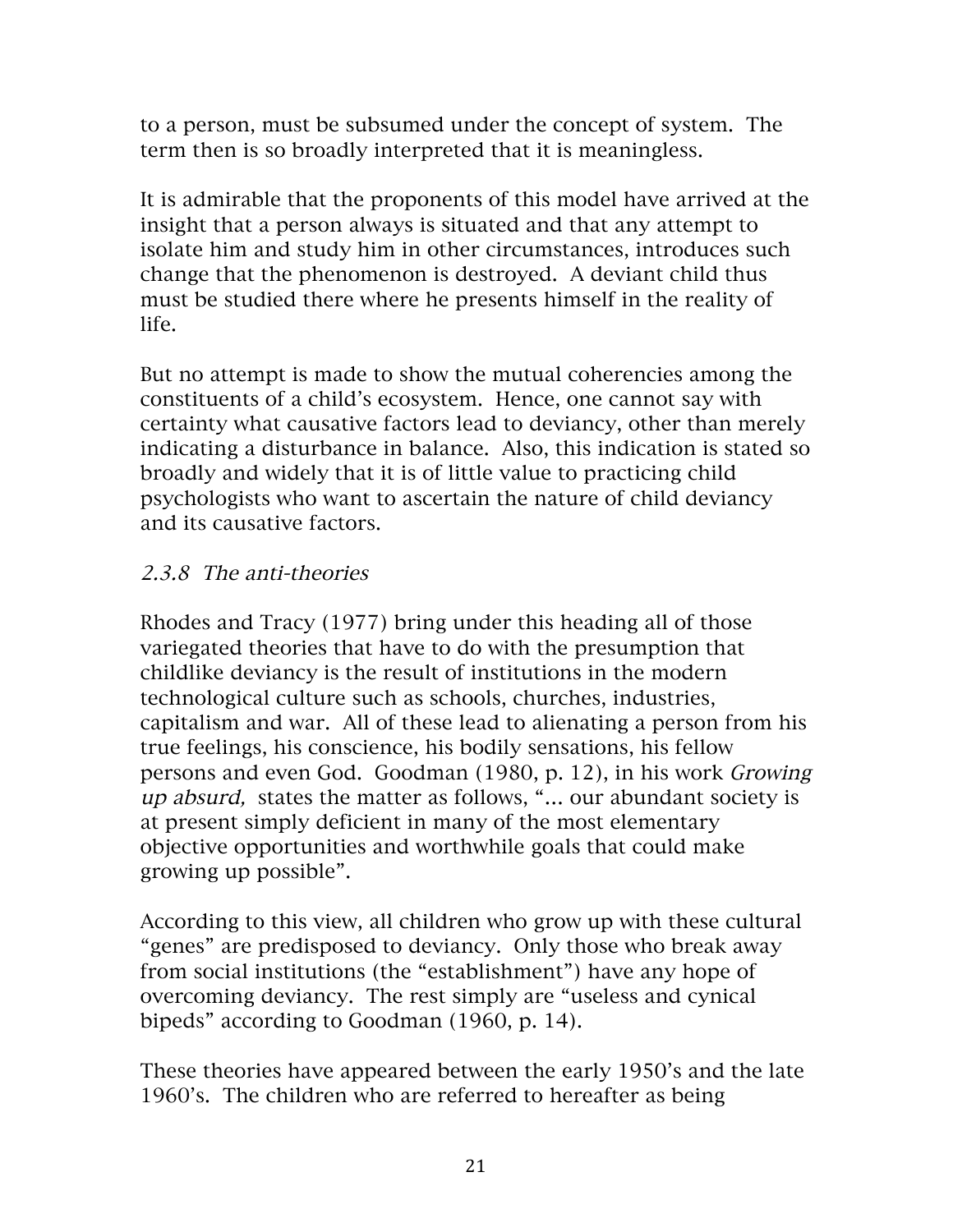to a person, must be subsumed under the concept of system. The term then is so broadly interpreted that it is meaningless.

It is admirable that the proponents of this model have arrived at the insight that a person always is situated and that any attempt to isolate him and study him in other circumstances, introduces such change that the phenomenon is destroyed. A deviant child thus must be studied there where he presents himself in the reality of life.

But no attempt is made to show the mutual coherencies among the constituents of a child's ecosystem. Hence, one cannot say with certainty what causative factors lead to deviancy, other than merely indicating a disturbance in balance. Also, this indication is stated so broadly and widely that it is of little value to practicing child psychologists who want to ascertain the nature of child deviancy and its causative factors.

### *2.3.8 The anti-theories*

Rhodes and Tracy (1977) bring under this heading all of those variegated theories that have to do with the presumption that childlike deviancy is the result of institutions in the modern technological culture such as schools, churches, industries, capitalism and war. All of these lead to alienating a person from his true feelings, his conscience, his bodily sensations, his fellow persons and even God. Goodman (1980, p. 12), in his work *Growing up absurd,* states the matter as follows, "... our abundant society is at present simply deficient in many of the most elementary objective opportunities and worthwhile goals that could make growing up possible".

According to this view, all children who grow up with these cultural "genes" are predisposed to deviancy. Only those who break away from social institutions (the "establishment") have any hope of overcoming deviancy. The rest simply are "useless and cynical bipeds" according to Goodman (1960, p. 14).

These theories have appeared between the early 1950's and the late 1960's. The children who are referred to hereafter as being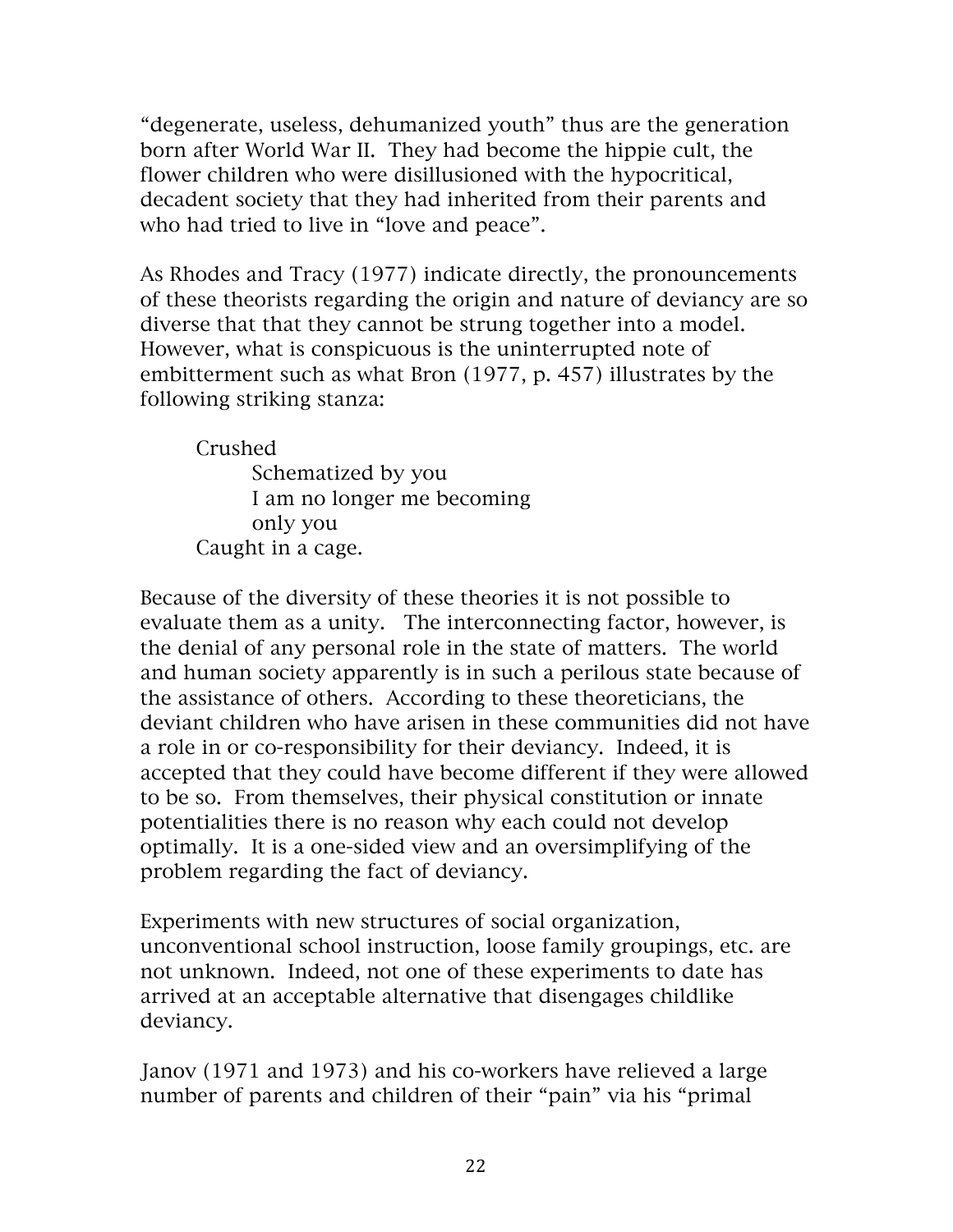"degenerate, useless, dehumanized youth" thus are the generation born after World War II. They had become the hippie cult, the flower children who were disillusioned with the hypocritical, decadent society that they had inherited from their parents and who had tried to live in "love and peace".

As Rhodes and Tracy (1977) indicate directly, the pronouncements of these theorists regarding the origin and nature of deviancy are so diverse that that they cannot be strung together into a model. However, what is conspicuous is the uninterrupted note of embitterment such as what Bron (1977, p. 457) illustrates by the following striking stanza:

> Crushed
> Schematized by you
> I am no longer me becoming
> only you
> Caught in a cage.

Because of the diversity of these theories it is not possible to evaluate them as a unity. The interconnecting factor, however, is the denial of any personal role in the state of matters. The world and human society apparently is in such a perilous state because of the assistance of others. According to these theoreticians, the deviant children who have arisen in these communities did not have a role in or co-responsibility for their deviancy. Indeed, it is accepted that they could have become different if they were allowed to be so. From themselves, their physical constitution or innate potentialities there is no reason why each could not develop optimally. It is a one-sided view and an oversimplifying of the problem regarding the fact of deviancy.

Experiments with new structures of social organization, unconventional school instruction, loose family groupings, etc. are not unknown. Indeed, not one of these experiments to date has arrived at an acceptable alternative that disengages childlike deviancy.

Janov (1971 and 1973) and his co-workers have relieved a large number of parents and children of their "pain" via his "primal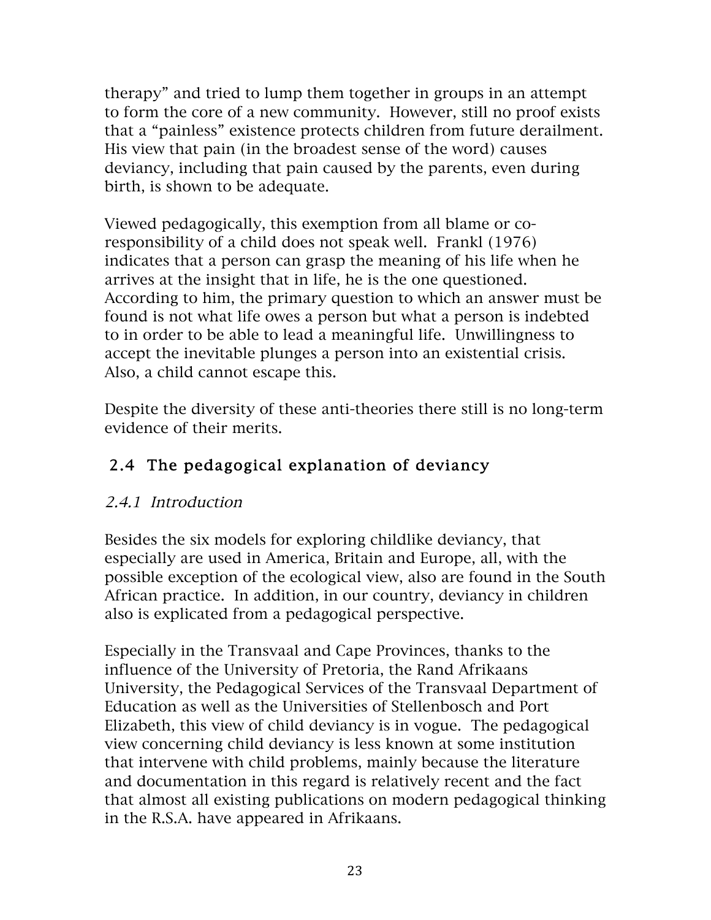therapy" and tried to lump them together in groups in an attempt to form the core of a new community. However, still no proof exists that a "painless" existence protects children from future derailment. His view that pain (in the broadest sense of the word) causes deviancy, including that pain caused by the parents, even during birth, is shown to be adequate.

Viewed pedagogically, this exemption from all blame or co-responsibility of a child does not speak well. Frankl (1976) indicates that a person can grasp the meaning of his life when he arrives at the insight that in life, he is the one questioned. According to him, the primary question to which an answer must be found is not what life owes a person but what a person is indebted to in order to be able to lead a meaningful life. Unwillingness to accept the inevitable plunges a person into an existential crisis. Also, a child cannot escape this.

Despite the diversity of these anti-theories there still is no long-term evidence of their merits.

## 2.4 The pedagogical explanation of deviancy

### *2.4.1 Introduction*

Besides the six models for exploring childlike deviancy, that especially are used in America, Britain and Europe, all, with the possible exception of the ecological view, also are found in the South African practice. In addition, in our country, deviancy in children also is explicated from a pedagogical perspective.

Especially in the Transvaal and Cape Provinces, thanks to the influence of the University of Pretoria, the Rand Afrikaans University, the Pedagogical Services of the Transvaal Department of Education as well as the Universities of Stellenbosch and Port Elizabeth, this view of child deviancy is in vogue. The pedagogical view concerning child deviancy is less known at some institution that intervene with child problems, mainly because the literature and documentation in this regard is relatively recent and the fact that almost all existing publications on modern pedagogical thinking in the R.S.A. have appeared in Afrikaans.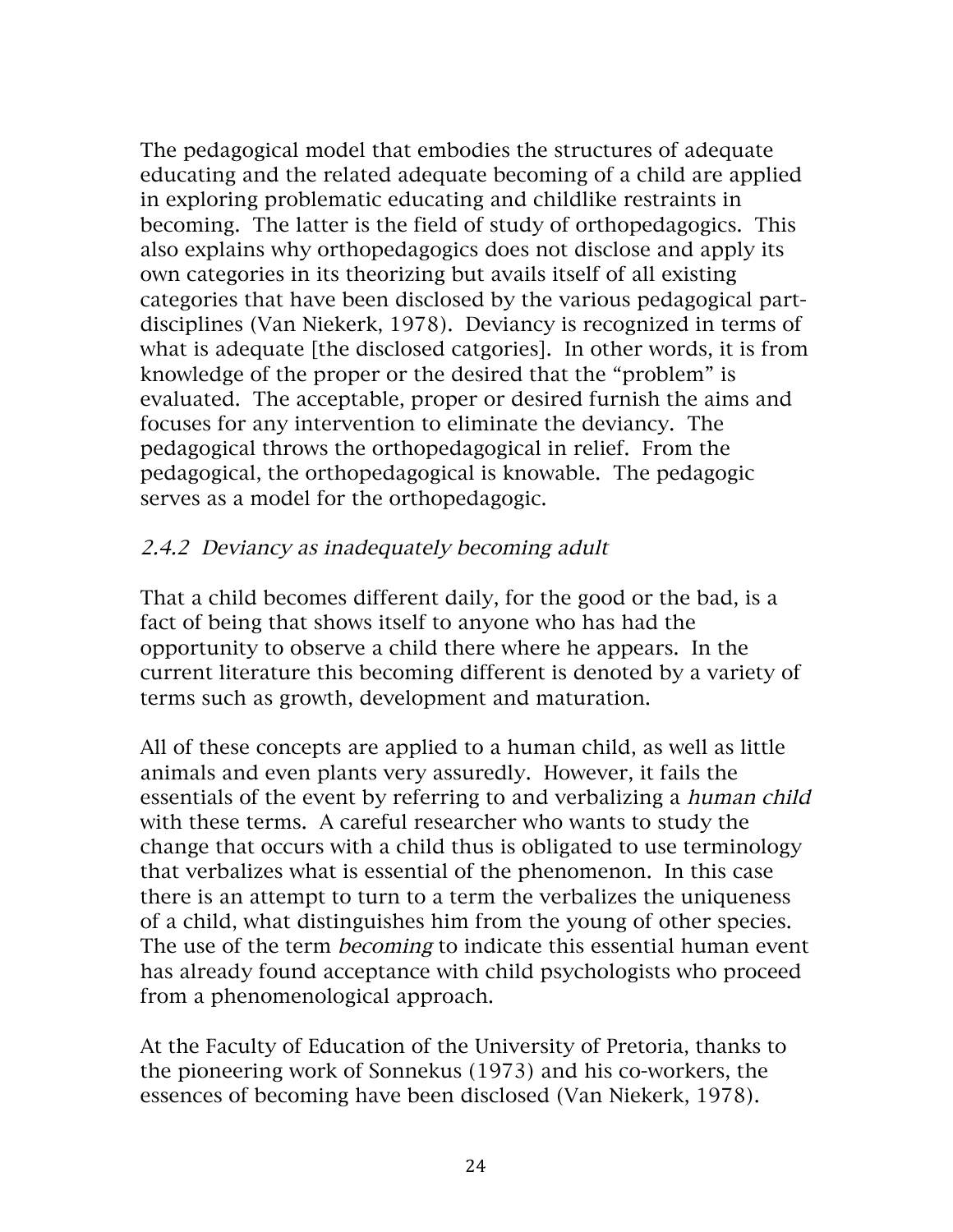The pedagogical model that embodies the structures of adequate educating and the related adequate becoming of a child are applied in exploring problematic educating and childlike restraints in becoming. The latter is the field of study of orthopedagogics. This also explains why orthopedagogics does not disclose and apply its own categories in its theorizing but avails itself of all existing categories that have been disclosed by the various pedagogical part-disciplines (Van Niekerk, 1978). Deviancy is recognized in terms of what is adequate [the disclosed catgories]. In other words, it is from knowledge of the proper or the desired that the "problem" is evaluated. The acceptable, proper or desired furnish the aims and focuses for any intervention to eliminate the deviancy. The pedagogical throws the orthopedagogical in relief. From the pedagogical, the orthopedagogical is knowable. The pedagogic serves as a model for the orthopedagogic.

### *2.4.2 Deviancy as inadequately becoming adult*

That a child becomes different daily, for the good or the bad, is a fact of being that shows itself to anyone who has had the opportunity to observe a child there where he appears. In the current literature this becoming different is denoted by a variety of terms such as growth, development and maturation.

All of these concepts are applied to a human child, as well as little animals and even plants very assuredly. However, it fails the essentials of the event by referring to and verbalizing a *human child* with these terms. A careful researcher who wants to study the change that occurs with a child thus is obligated to use terminology that verbalizes what is essential of the phenomenon. In this case there is an attempt to turn to a term the verbalizes the uniqueness of a child, what distinguishes him from the young of other species. The use of the term *becoming* to indicate this essential human event has already found acceptance with child psychologists who proceed from a phenomenological approach.

At the Faculty of Education of the University of Pretoria, thanks to the pioneering work of Sonnekus (1973) and his co-workers, the essences of becoming have been disclosed (Van Niekerk, 1978).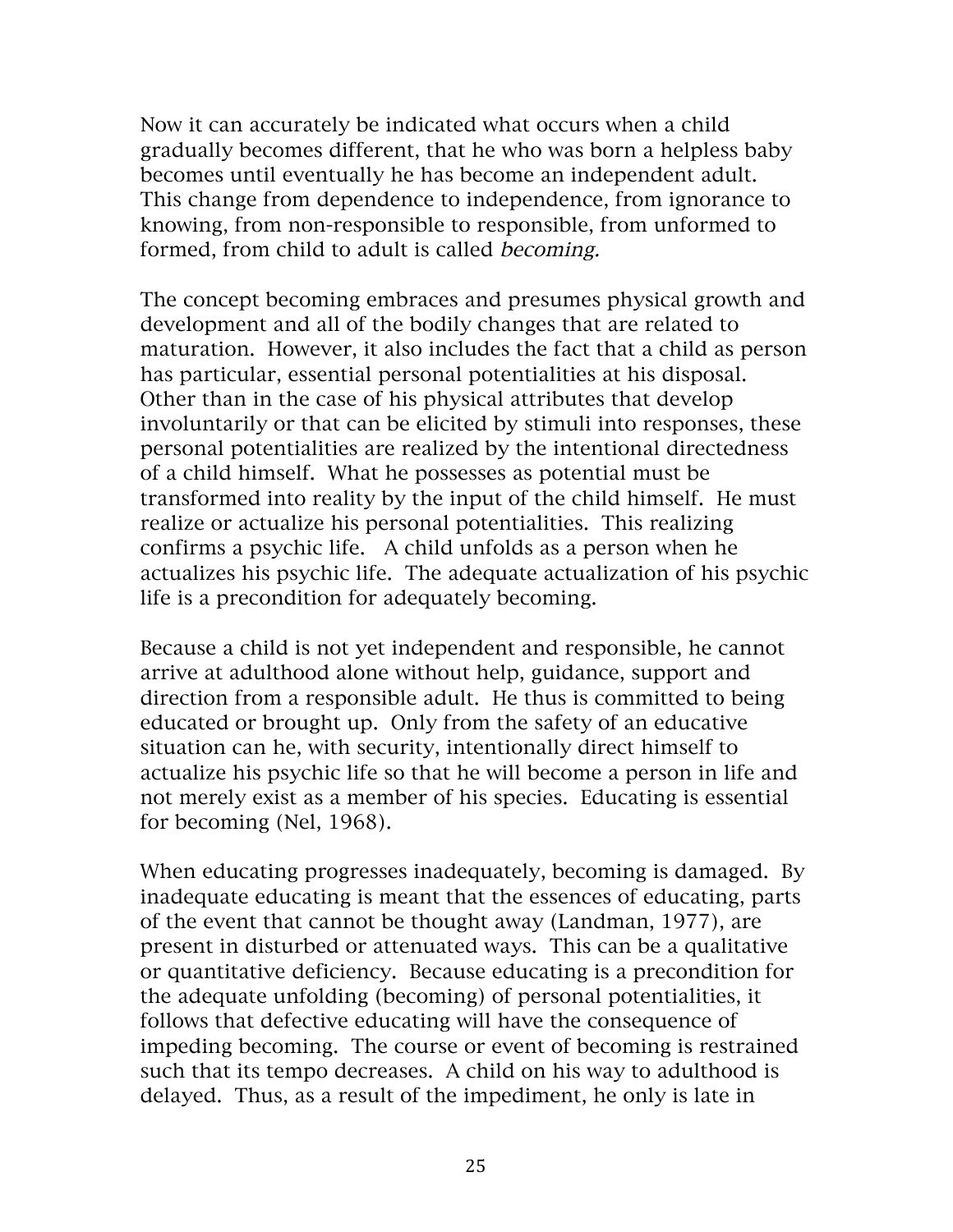Now it can accurately be indicated what occurs when a child gradually becomes different, that he who was born a helpless baby becomes until eventually he has become an independent adult. This change from dependence to independence, from ignorance to knowing, from non-responsible to responsible, from unformed to formed, from child to adult is called *becoming.*

The concept becoming embraces and presumes physical growth and development and all of the bodily changes that are related to maturation. However, it also includes the fact that a child as person has particular, essential personal potentialities at his disposal. Other than in the case of his physical attributes that develop involuntarily or that can be elicited by stimuli into responses, these personal potentialities are realized by the intentional directedness of a child himself. What he possesses as potential must be transformed into reality by the input of the child himself. He must realize or actualize his personal potentialities. This realizing confirms a psychic life. A child unfolds as a person when he actualizes his psychic life. The adequate actualization of his psychic life is a precondition for adequately becoming.

Because a child is not yet independent and responsible, he cannot arrive at adulthood alone without help, guidance, support and direction from a responsible adult. He thus is committed to being educated or brought up. Only from the safety of an educative situation can he, with security, intentionally direct himself to actualize his psychic life so that he will become a person in life and not merely exist as a member of his species. Educating is essential for becoming (Nel, 1968).

When educating progresses inadequately, becoming is damaged. By inadequate educating is meant that the essences of educating, parts of the event that cannot be thought away (Landman, 1977), are present in disturbed or attenuated ways. This can be a qualitative or quantitative deficiency. Because educating is a precondition for the adequate unfolding (becoming) of personal potentialities, it follows that defective educating will have the consequence of impeding becoming. The course or event of becoming is restrained such that its tempo decreases. A child on his way to adulthood is delayed. Thus, as a result of the impediment, he only is late in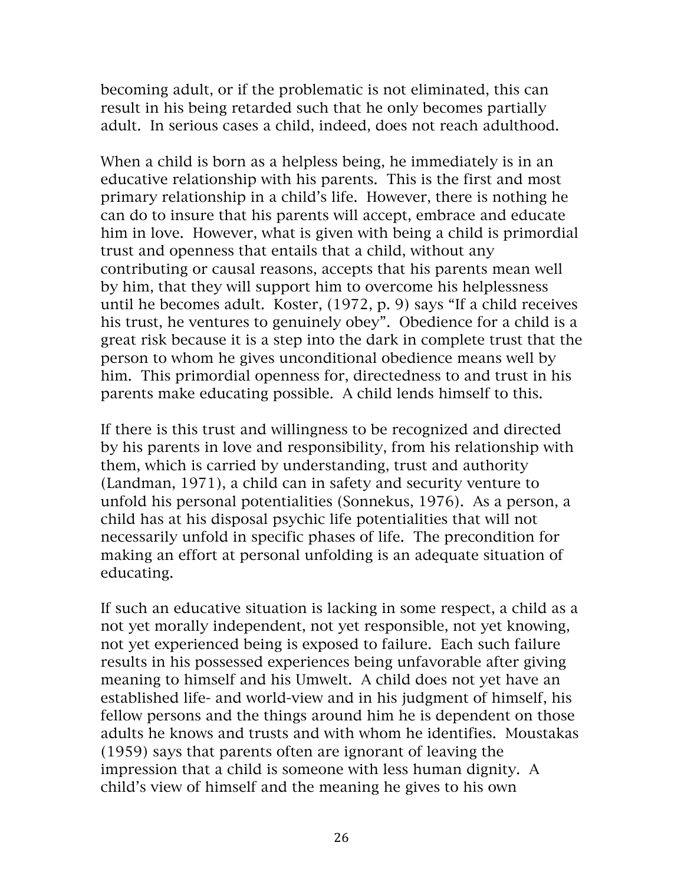becoming adult, or if the problematic is not eliminated, this can result in his being retarded such that he only becomes partially adult. In serious cases a child, indeed, does not reach adulthood.

When a child is born as a helpless being, he immediately is in an educative relationship with his parents. This is the first and most primary relationship in a child's life. However, there is nothing he can do to insure that his parents will accept, embrace and educate him in love. However, what is given with being a child is primordial trust and openness that entails that a child, without any contributing or causal reasons, accepts that his parents mean well by him, that they will support him to overcome his helplessness until he becomes adult. Koster, (1972, p. 9) says "If a child receives his trust, he ventures to genuinely obey". Obedience for a child is a great risk because it is a step into the dark in complete trust that the person to whom he gives unconditional obedience means well by him. This primordial openness for, directedness to and trust in his parents make educating possible. A child lends himself to this.

If there is this trust and willingness to be recognized and directed by his parents in love and responsibility, from his relationship with them, which is carried by understanding, trust and authority (Landman, 1971), a child can in safety and security venture to unfold his personal potentialities (Sonnekus, 1976). As a person, a child has at his disposal psychic life potentialities that will not necessarily unfold in specific phases of life. The precondition for making an effort at personal unfolding is an adequate situation of educating.

If such an educative situation is lacking in some respect, a child as a not yet morally independent, not yet responsible, not yet knowing, not yet experienced being is exposed to failure. Each such failure results in his possessed experiences being unfavorable after giving meaning to himself and his Umwelt. A child does not yet have an established life- and world-view and in his judgment of himself, his fellow persons and the things around him he is dependent on those adults he knows and trusts and with whom he identifies. Moustakas (1959) says that parents often are ignorant of leaving the impression that a child is someone with less human dignity. A child's view of himself and the meaning he gives to his own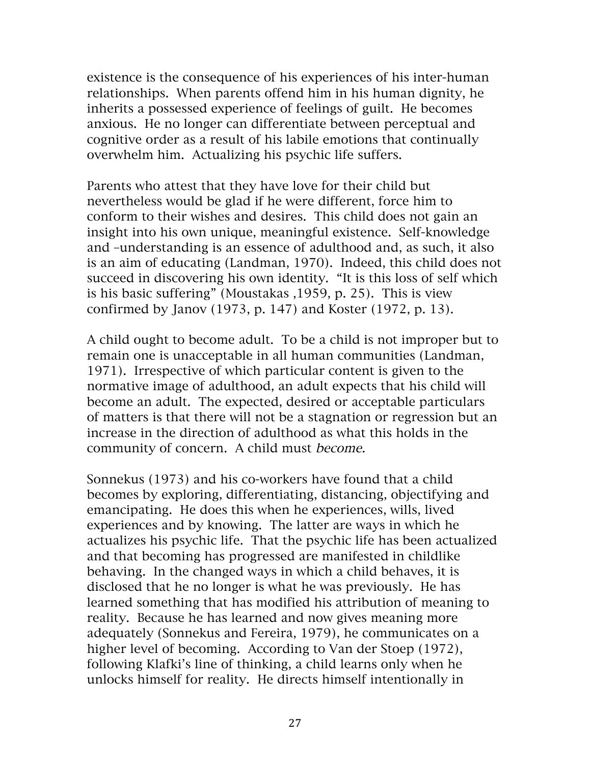existence is the consequence of his experiences of his inter-human relationships. When parents offend him in his human dignity, he inherits a possessed experience of feelings of guilt. He becomes anxious. He no longer can differentiate between perceptual and cognitive order as a result of his labile emotions that continually overwhelm him. Actualizing his psychic life suffers.

Parents who attest that they have love for their child but nevertheless would be glad if he were different, force him to conform to their wishes and desires. This child does not gain an insight into his own unique, meaningful existence. Self-knowledge and –understanding is an essence of adulthood and, as such, it also is an aim of educating (Landman, 1970). Indeed, this child does not succeed in discovering his own identity. "It is this loss of self which is his basic suffering" (Moustakas ,1959, p. 25). This is view confirmed by Janov (1973, p. 147) and Koster (1972, p. 13).

A child ought to become adult. To be a child is not improper but to remain one is unacceptable in all human communities (Landman, 1971). Irrespective of which particular content is given to the normative image of adulthood, an adult expects that his child will become an adult. The expected, desired or acceptable particulars of matters is that there will not be a stagnation or regression but an increase in the direction of adulthood as what this holds in the community of concern. A child must *become.*

Sonnekus (1973) and his co-workers have found that a child becomes by exploring, differentiating, distancing, objectifying and emancipating. He does this when he experiences, wills, lived experiences and by knowing. The latter are ways in which he actualizes his psychic life. That the psychic life has been actualized and that becoming has progressed are manifested in childlike behaving. In the changed ways in which a child behaves, it is disclosed that he no longer is what he was previously. He has learned something that has modified his attribution of meaning to reality. Because he has learned and now gives meaning more adequately (Sonnekus and Fereira, 1979), he communicates on a higher level of becoming. According to Van der Stoep (1972), following Klafki's line of thinking, a child learns only when he unlocks himself for reality. He directs himself intentionally in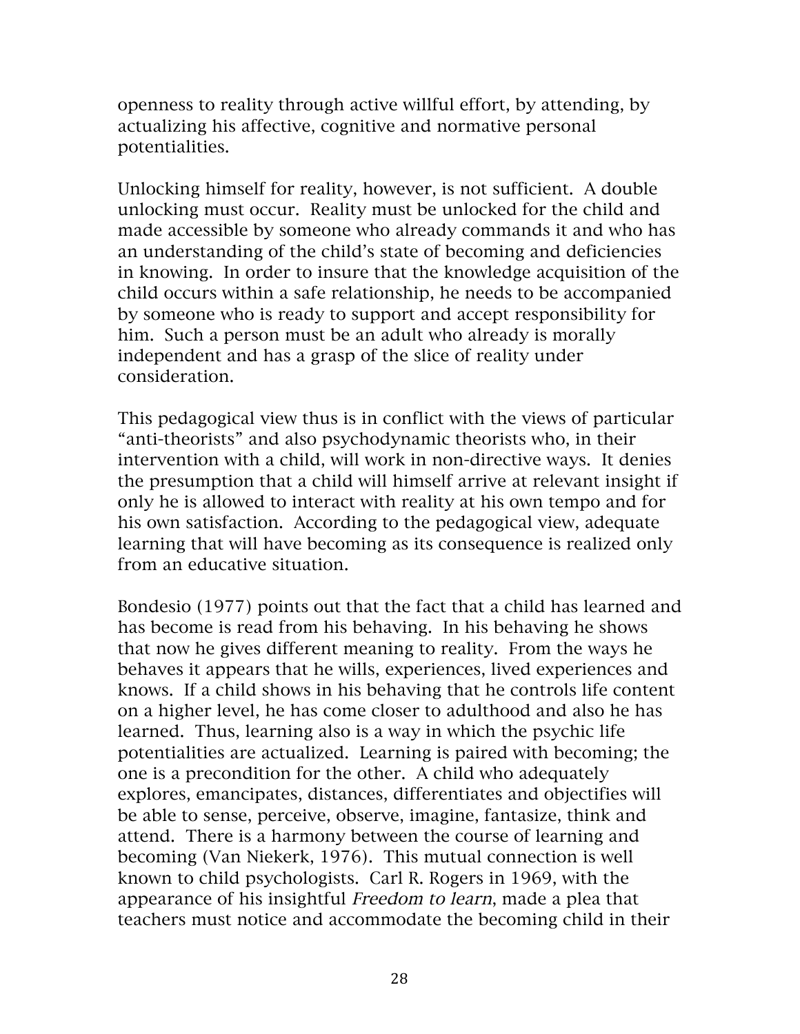openness to reality through active willful effort, by attending, by actualizing his affective, cognitive and normative personal potentialities.

Unlocking himself for reality, however, is not sufficient. A double unlocking must occur. Reality must be unlocked for the child and made accessible by someone who already commands it and who has an understanding of the child's state of becoming and deficiencies in knowing. In order to insure that the knowledge acquisition of the child occurs within a safe relationship, he needs to be accompanied by someone who is ready to support and accept responsibility for him. Such a person must be an adult who already is morally independent and has a grasp of the slice of reality under consideration.

This pedagogical view thus is in conflict with the views of particular "anti-theorists" and also psychodynamic theorists who, in their intervention with a child, will work in non-directive ways. It denies the presumption that a child will himself arrive at relevant insight if only he is allowed to interact with reality at his own tempo and for his own satisfaction. According to the pedagogical view, adequate learning that will have becoming as its consequence is realized only from an educative situation.

Bondesio (1977) points out that the fact that a child has learned and has become is read from his behaving. In his behaving he shows that now he gives different meaning to reality. From the ways he behaves it appears that he wills, experiences, lived experiences and knows. If a child shows in his behaving that he controls life content on a higher level, he has come closer to adulthood and also he has learned. Thus, learning also is a way in which the psychic life potentialities are actualized. Learning is paired with becoming; the one is a precondition for the other. A child who adequately explores, emancipates, distances, differentiates and objectifies will be able to sense, perceive, observe, imagine, fantasize, think and attend. There is a harmony between the course of learning and becoming (Van Niekerk, 1976). This mutual connection is well known to child psychologists. Carl R. Rogers in 1969, with the appearance of his insightful *Freedom to learn*, made a plea that teachers must notice and accommodate the becoming child in their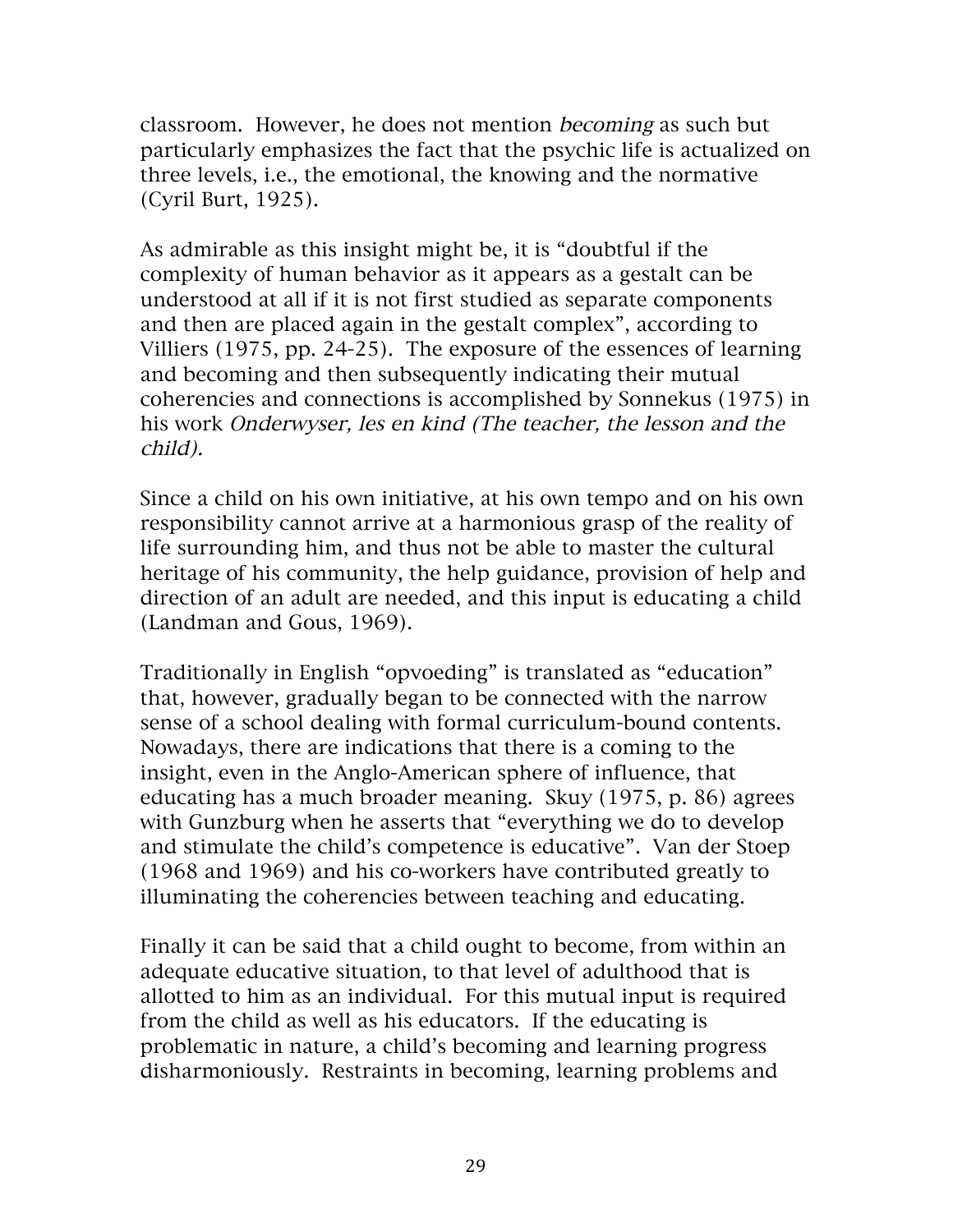classroom. However, he does not mention *becoming* as such but particularly emphasizes the fact that the psychic life is actualized on three levels, i.e., the emotional, the knowing and the normative (Cyril Burt, 1925).

As admirable as this insight might be, it is "doubtful if the complexity of human behavior as it appears as a gestalt can be understood at all if it is not first studied as separate components and then are placed again in the gestalt complex", according to Villiers (1975, pp. 24-25). The exposure of the essences of learning and becoming and then subsequently indicating their mutual coherencies and connections is accomplished by Sonnekus (1975) in his work *Onderwyser, les en kind (The teacher, the lesson and the child).*

Since a child on his own initiative, at his own tempo and on his own responsibility cannot arrive at a harmonious grasp of the reality of life surrounding him, and thus not be able to master the cultural heritage of his community, the help guidance, provision of help and direction of an adult are needed, and this input is educating a child (Landman and Gous, 1969).

Traditionally in English "opvoeding" is translated as "education" that, however, gradually began to be connected with the narrow sense of a school dealing with formal curriculum-bound contents. Nowadays, there are indications that there is a coming to the insight, even in the Anglo-American sphere of influence, that educating has a much broader meaning. Skuy (1975, p. 86) agrees with Gunzburg when he asserts that "everything we do to develop and stimulate the child's competence is educative". Van der Stoep (1968 and 1969) and his co-workers have contributed greatly to illuminating the coherencies between teaching and educating.

Finally it can be said that a child ought to become, from within an adequate educative situation, to that level of adulthood that is allotted to him as an individual. For this mutual input is required from the child as well as his educators. If the educating is problematic in nature, a child's becoming and learning progress disharmoniously. Restraints in becoming, learning problems and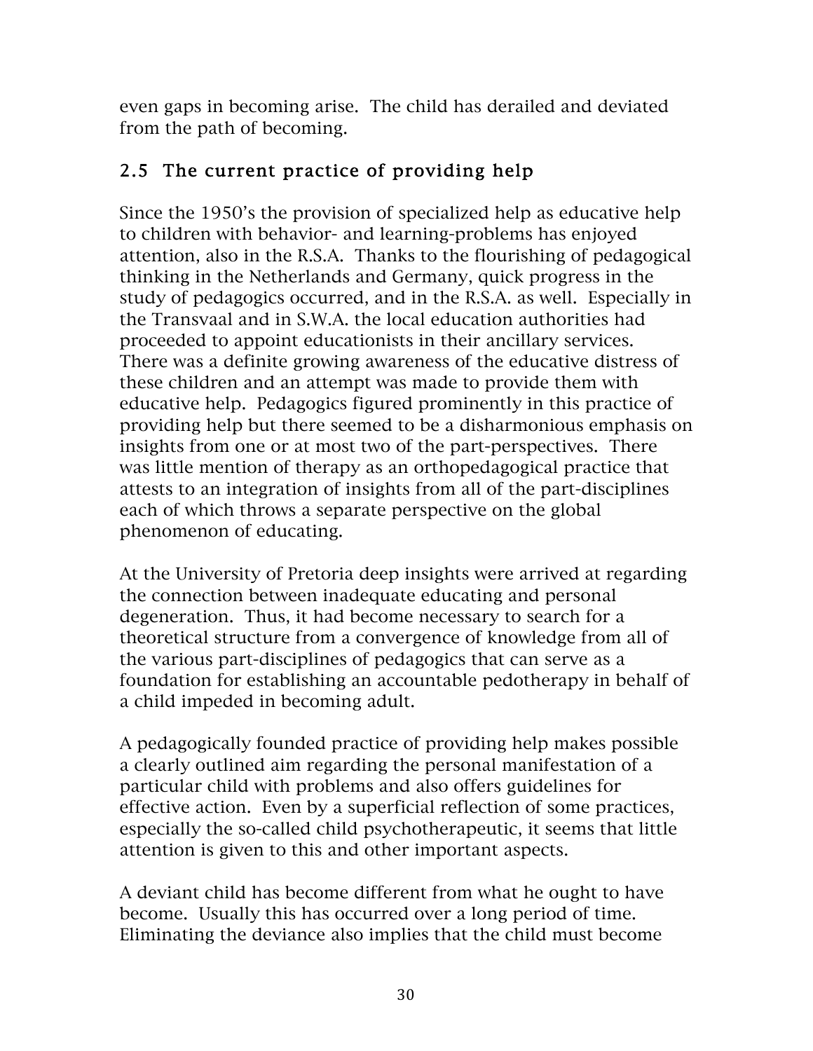even gaps in becoming arise. The child has derailed and deviated from the path of becoming.

## 2.5 The current practice of providing help

Since the 1950's the provision of specialized help as educative help to children with behavior- and learning-problems has enjoyed attention, also in the R.S.A. Thanks to the flourishing of pedagogical thinking in the Netherlands and Germany, quick progress in the study of pedagogics occurred, and in the R.S.A. as well. Especially in the Transvaal and in S.W.A. the local education authorities had proceeded to appoint educationists in their ancillary services. There was a definite growing awareness of the educative distress of these children and an attempt was made to provide them with educative help. Pedagogics figured prominently in this practice of providing help but there seemed to be a disharmonious emphasis on insights from one or at most two of the part-perspectives. There was little mention of therapy as an orthopedagogical practice that attests to an integration of insights from all of the part-disciplines each of which throws a separate perspective on the global phenomenon of educating.

At the University of Pretoria deep insights were arrived at regarding the connection between inadequate educating and personal degeneration. Thus, it had become necessary to search for a theoretical structure from a convergence of knowledge from all of the various part-disciplines of pedagogics that can serve as a foundation for establishing an accountable pedotherapy in behalf of a child impeded in becoming adult.

A pedagogically founded practice of providing help makes possible a clearly outlined aim regarding the personal manifestation of a particular child with problems and also offers guidelines for effective action. Even by a superficial reflection of some practices, especially the so-called child psychotherapeutic, it seems that little attention is given to this and other important aspects.

A deviant child has become different from what he ought to have become. Usually this has occurred over a long period of time. Eliminating the deviance also implies that the child must become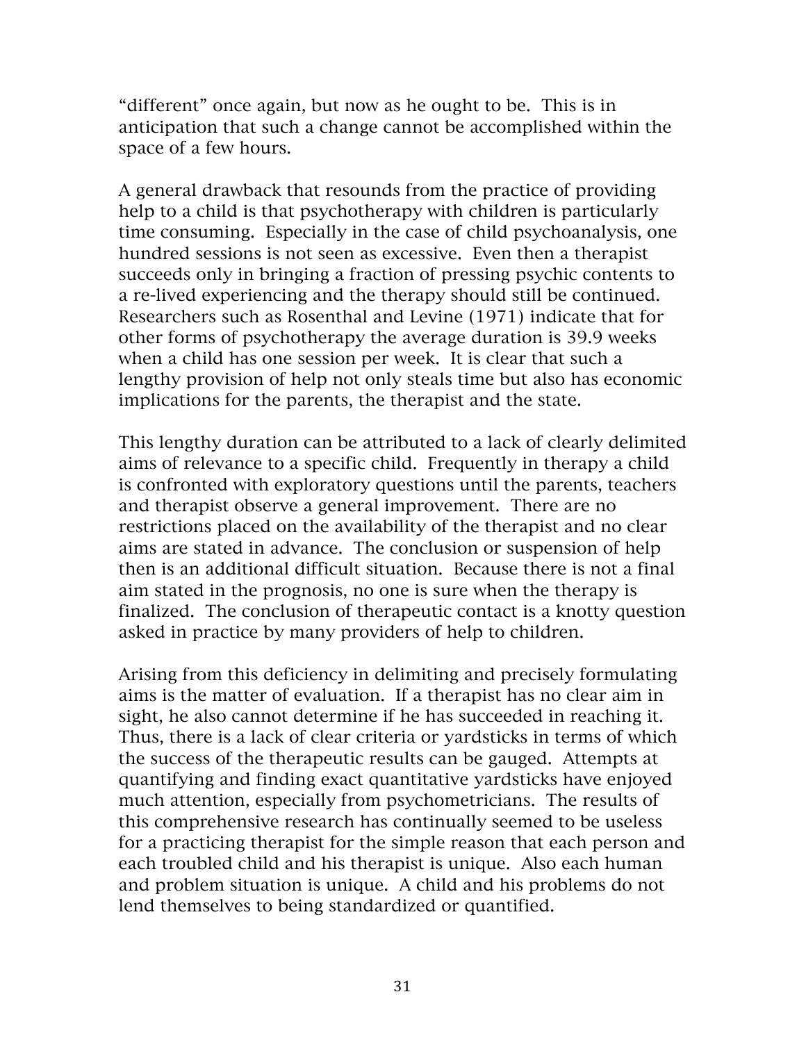"different" once again, but now as he ought to be. This is in anticipation that such a change cannot be accomplished within the space of a few hours.

A general drawback that resounds from the practice of providing help to a child is that psychotherapy with children is particularly time consuming. Especially in the case of child psychoanalysis, one hundred sessions is not seen as excessive. Even then a therapist succeeds only in bringing a fraction of pressing psychic contents to a re-lived experiencing and the therapy should still be continued. Researchers such as Rosenthal and Levine (1971) indicate that for other forms of psychotherapy the average duration is 39.9 weeks when a child has one session per week. It is clear that such a lengthy provision of help not only steals time but also has economic implications for the parents, the therapist and the state.

This lengthy duration can be attributed to a lack of clearly delimited aims of relevance to a specific child. Frequently in therapy a child is confronted with exploratory questions until the parents, teachers and therapist observe a general improvement. There are no restrictions placed on the availability of the therapist and no clear aims are stated in advance. The conclusion or suspension of help then is an additional difficult situation. Because there is not a final aim stated in the prognosis, no one is sure when the therapy is finalized. The conclusion of therapeutic contact is a knotty question asked in practice by many providers of help to children.

Arising from this deficiency in delimiting and precisely formulating aims is the matter of evaluation. If a therapist has no clear aim in sight, he also cannot determine if he has succeeded in reaching it. Thus, there is a lack of clear criteria or yardsticks in terms of which the success of the therapeutic results can be gauged. Attempts at quantifying and finding exact quantitative yardsticks have enjoyed much attention, especially from psychometricians. The results of this comprehensive research has continually seemed to be useless for a practicing therapist for the simple reason that each person and each troubled child and his therapist is unique. Also each human and problem situation is unique. A child and his problems do not lend themselves to being standardized or quantified.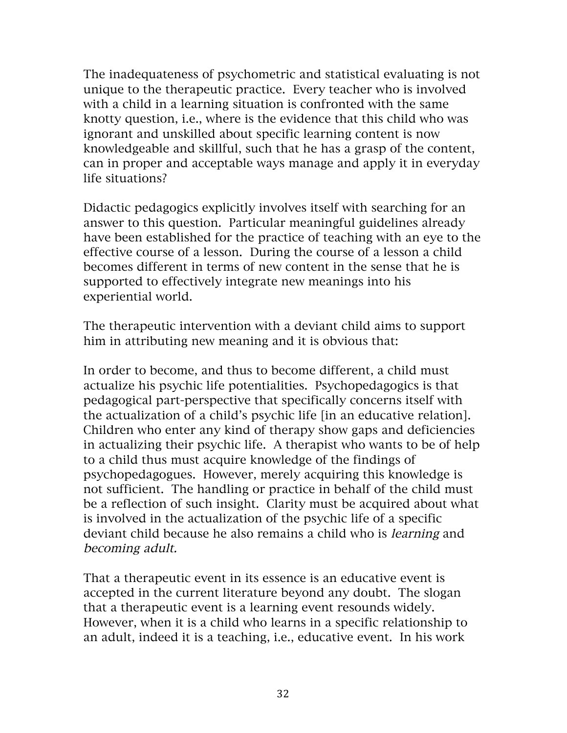The inadequateness of psychometric and statistical evaluating is not unique to the therapeutic practice. Every teacher who is involved with a child in a learning situation is confronted with the same knotty question, i.e., where is the evidence that this child who was ignorant and unskilled about specific learning content is now knowledgeable and skillful, such that he has a grasp of the content, can in proper and acceptable ways manage and apply it in everyday life situations?

Didactic pedagogics explicitly involves itself with searching for an answer to this question. Particular meaningful guidelines already have been established for the practice of teaching with an eye to the effective course of a lesson. During the course of a lesson a child becomes different in terms of new content in the sense that he is supported to effectively integrate new meanings into his experiential world.

The therapeutic intervention with a deviant child aims to support him in attributing new meaning and it is obvious that:

In order to become, and thus to become different, a child must actualize his psychic life potentialities. Psychopedagogics is that pedagogical part-perspective that specifically concerns itself with the actualization of a child's psychic life [in an educative relation]. Children who enter any kind of therapy show gaps and deficiencies in actualizing their psychic life. A therapist who wants to be of help to a child thus must acquire knowledge of the findings of psychopedagogues. However, merely acquiring this knowledge is not sufficient. The handling or practice in behalf of the child must be a reflection of such insight. Clarity must be acquired about what is involved in the actualization of the psychic life of a specific deviant child because he also remains a child who is *learning* and *becoming adult.*

That a therapeutic event in its essence is an educative event is accepted in the current literature beyond any doubt. The slogan that a therapeutic event is a learning event resounds widely. However, when it is a child who learns in a specific relationship to an adult, indeed it is a teaching, i.e., educative event. In his work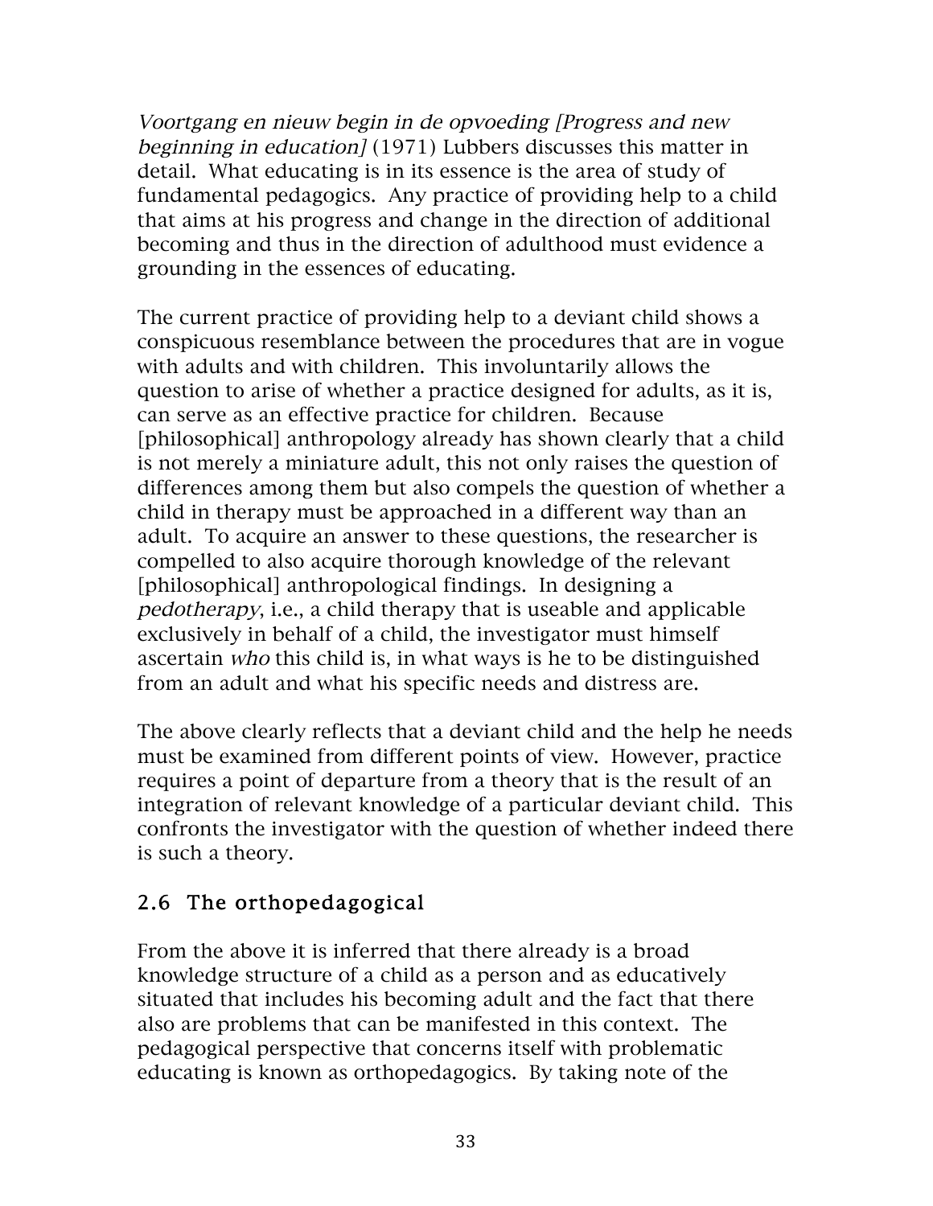*Voortgang en nieuw begin in de opvoeding [Progress and new beginning in education]* (1971) Lubbers discusses this matter in detail. What educating is in its essence is the area of study of fundamental pedagogics. Any practice of providing help to a child that aims at his progress and change in the direction of additional becoming and thus in the direction of adulthood must evidence a grounding in the essences of educating.

The current practice of providing help to a deviant child shows a conspicuous resemblance between the procedures that are in vogue with adults and with children. This involuntarily allows the question to arise of whether a practice designed for adults, as it is, can serve as an effective practice for children. Because [philosophical] anthropology already has shown clearly that a child is not merely a miniature adult, this not only raises the question of differences among them but also compels the question of whether a child in therapy must be approached in a different way than an adult. To acquire an answer to these questions, the researcher is compelled to also acquire thorough knowledge of the relevant [philosophical] anthropological findings. In designing a *pedotherapy*, i.e., a child therapy that is useable and applicable exclusively in behalf of a child, the investigator must himself ascertain *who* this child is, in what ways is he to be distinguished from an adult and what his specific needs and distress are.

The above clearly reflects that a deviant child and the help he needs must be examined from different points of view. However, practice requires a point of departure from a theory that is the result of an integration of relevant knowledge of a particular deviant child. This confronts the investigator with the question of whether indeed there is such a theory.

## 2.6 The orthopedagogical

From the above it is inferred that there already is a broad knowledge structure of a child as a person and as educatively situated that includes his becoming adult and the fact that there also are problems that can be manifested in this context. The pedagogical perspective that concerns itself with problematic educating is known as orthopedagogics. By taking note of the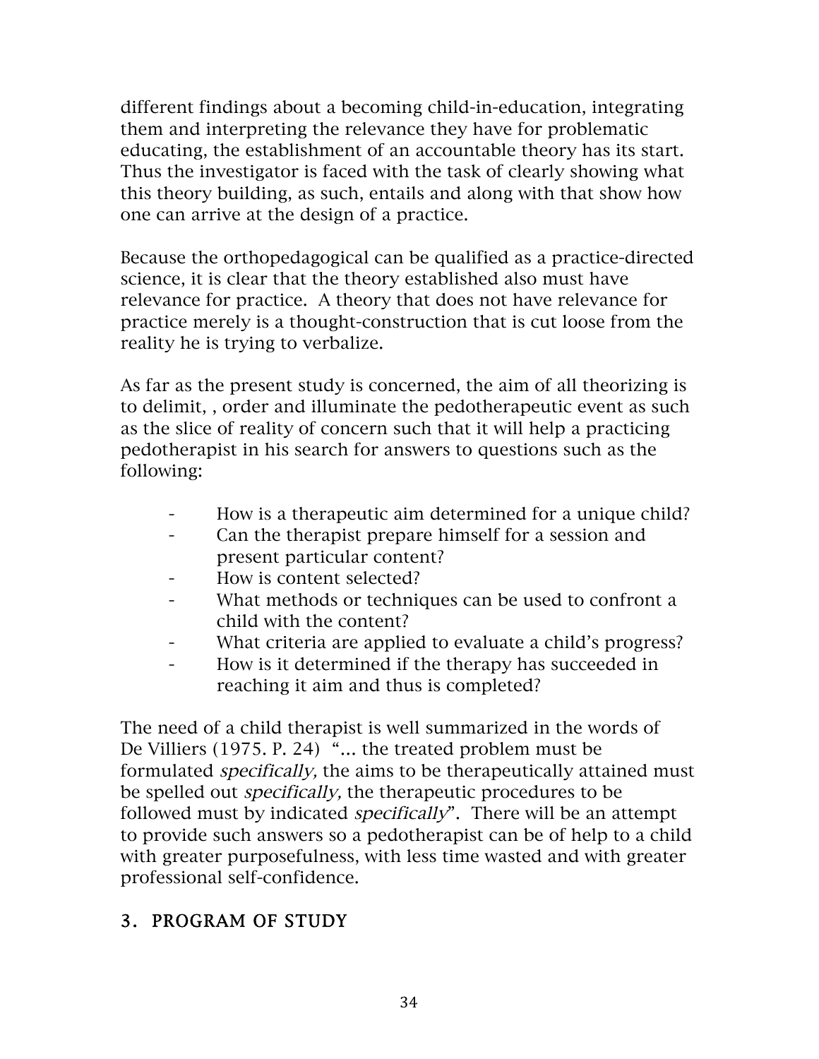different findings about a becoming child-in-education, integrating them and interpreting the relevance they have for problematic educating, the establishment of an accountable theory has its start. Thus the investigator is faced with the task of clearly showing what this theory building, as such, entails and along with that show how one can arrive at the design of a practice.

Because the orthopedagogical can be qualified as a practice-directed science, it is clear that the theory established also must have relevance for practice. A theory that does not have relevance for practice merely is a thought-construction that is cut loose from the reality he is trying to verbalize.

As far as the present study is concerned, the aim of all theorizing is to delimit, , order and illuminate the pedotherapeutic event as such as the slice of reality of concern such that it will help a practicing pedotherapist in his search for answers to questions such as the following:

- How is a therapeutic aim determined for a unique child?
- Can the therapist prepare himself for a session and present particular content?
- How is content selected?
- What methods or techniques can be used to confront a child with the content?
- What criteria are applied to evaluate a child's progress?
- How is it determined if the therapy has succeeded in reaching it aim and thus is completed?

The need of a child therapist is well summarized in the words of De Villiers (1975. P. 24) "... the treated problem must be formulated *specifically,* the aims to be therapeutically attained must be spelled out *specifically,* the therapeutic procedures to be followed must by indicated *specifically*". There will be an attempt to provide such answers so a pedotherapist can be of help to a child with greater purposefulness, with less time wasted and with greater professional self-confidence.

## 3. PROGRAM OF STUDY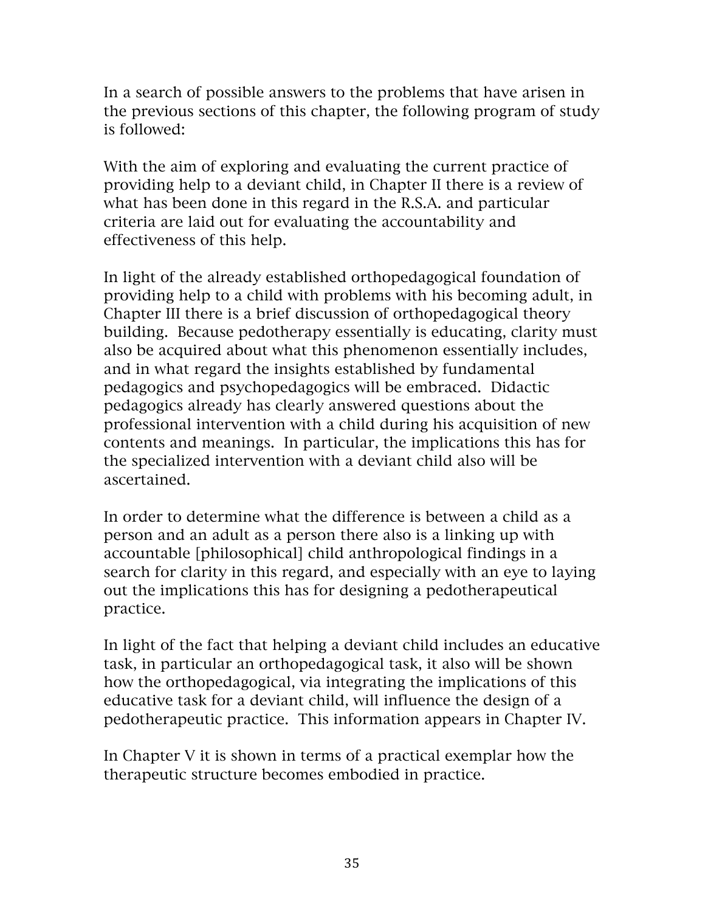In a search of possible answers to the problems that have arisen in the previous sections of this chapter, the following program of study is followed:

With the aim of exploring and evaluating the current practice of providing help to a deviant child, in Chapter II there is a review of what has been done in this regard in the R.S.A. and particular criteria are laid out for evaluating the accountability and effectiveness of this help.

In light of the already established orthopedagogical foundation of providing help to a child with problems with his becoming adult, in Chapter III there is a brief discussion of orthopedagogical theory building. Because pedotherapy essentially is educating, clarity must also be acquired about what this phenomenon essentially includes, and in what regard the insights established by fundamental pedagogics and psychopedagogics will be embraced. Didactic pedagogics already has clearly answered questions about the professional intervention with a child during his acquisition of new contents and meanings. In particular, the implications this has for the specialized intervention with a deviant child also will be ascertained.

In order to determine what the difference is between a child as a person and an adult as a person there also is a linking up with accountable [philosophical] child anthropological findings in a search for clarity in this regard, and especially with an eye to laying out the implications this has for designing a pedotherapeutical practice.

In light of the fact that helping a deviant child includes an educative task, in particular an orthopedagogical task, it also will be shown how the orthopedagogical, via integrating the implications of this educative task for a deviant child, will influence the design of a pedotherapeutic practice. This information appears in Chapter IV.

In Chapter V it is shown in terms of a practical exemplar how the therapeutic structure becomes embodied in practice.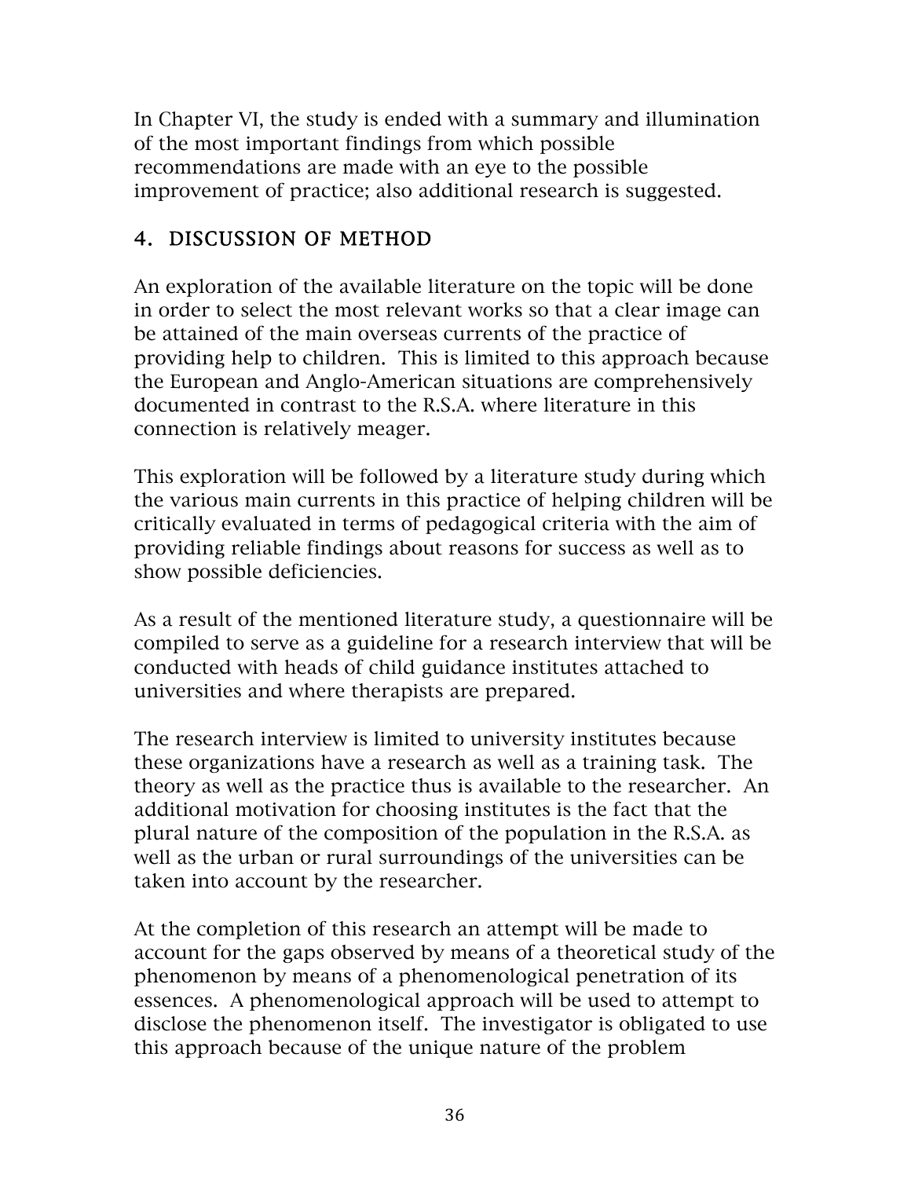In Chapter VI, the study is ended with a summary and illumination of the most important findings from which possible recommendations are made with an eye to the possible improvement of practice; also additional research is suggested.

## 4. DISCUSSION OF METHOD

An exploration of the available literature on the topic will be done in order to select the most relevant works so that a clear image can be attained of the main overseas currents of the practice of providing help to children. This is limited to this approach because the European and Anglo-American situations are comprehensively documented in contrast to the R.S.A. where literature in this connection is relatively meager.

This exploration will be followed by a literature study during which the various main currents in this practice of helping children will be critically evaluated in terms of pedagogical criteria with the aim of providing reliable findings about reasons for success as well as to show possible deficiencies.

As a result of the mentioned literature study, a questionnaire will be compiled to serve as a guideline for a research interview that will be conducted with heads of child guidance institutes attached to universities and where therapists are prepared.

The research interview is limited to university institutes because these organizations have a research as well as a training task. The theory as well as the practice thus is available to the researcher. An additional motivation for choosing institutes is the fact that the plural nature of the composition of the population in the R.S.A. as well as the urban or rural surroundings of the universities can be taken into account by the researcher.

At the completion of this research an attempt will be made to account for the gaps observed by means of a theoretical study of the phenomenon by means of a phenomenological penetration of its essences. A phenomenological approach will be used to attempt to disclose the phenomenon itself. The investigator is obligated to use this approach because of the unique nature of the problem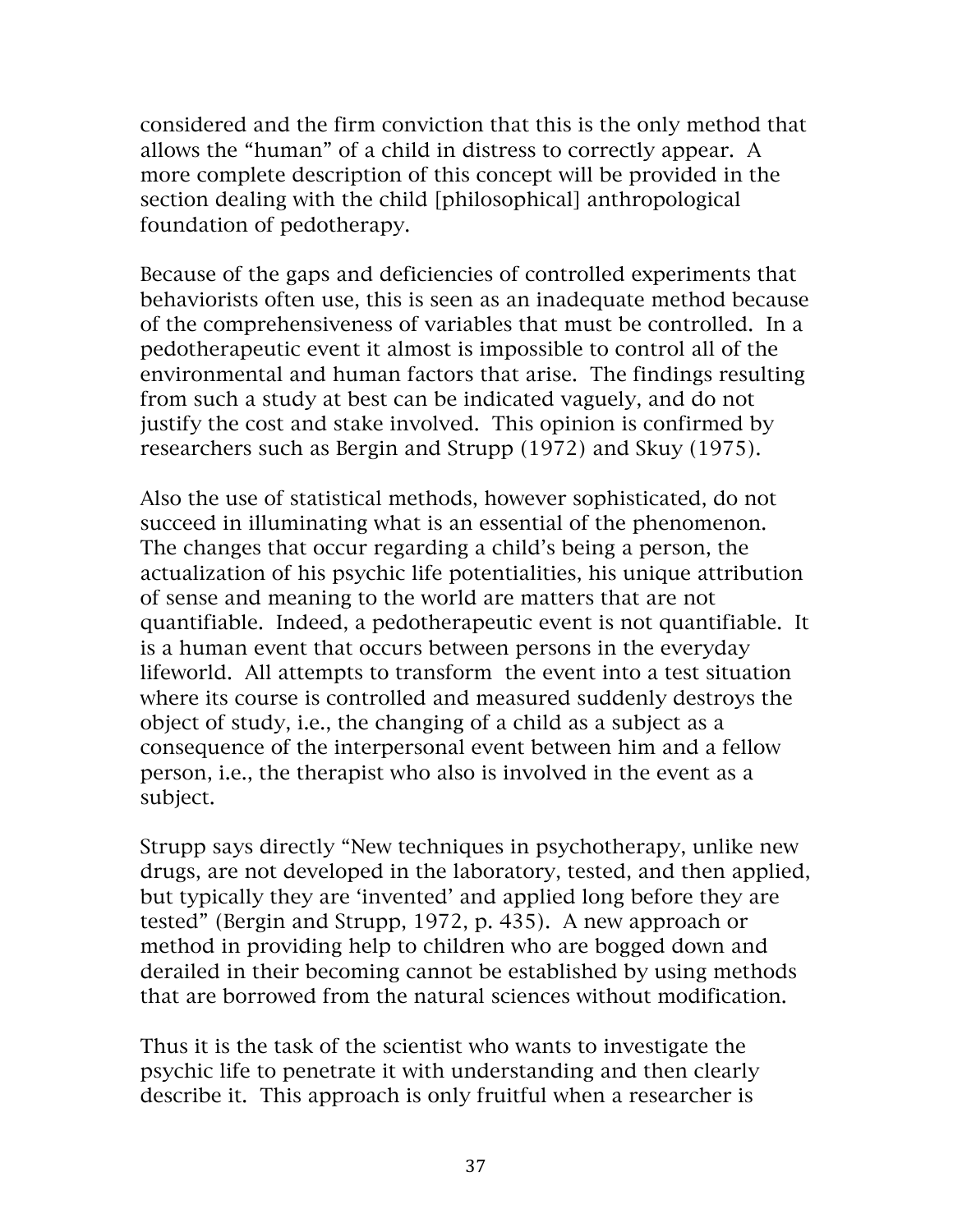considered and the firm conviction that this is the only method that allows the "human" of a child in distress to correctly appear. A more complete description of this concept will be provided in the section dealing with the child [philosophical] anthropological foundation of pedotherapy.

Because of the gaps and deficiencies of controlled experiments that behaviorists often use, this is seen as an inadequate method because of the comprehensiveness of variables that must be controlled. In a pedotherapeutic event it almost is impossible to control all of the environmental and human factors that arise. The findings resulting from such a study at best can be indicated vaguely, and do not justify the cost and stake involved. This opinion is confirmed by researchers such as Bergin and Strupp (1972) and Skuy (1975).

Also the use of statistical methods, however sophisticated, do not succeed in illuminating what is an essential of the phenomenon. The changes that occur regarding a child's being a person, the actualization of his psychic life potentialities, his unique attribution of sense and meaning to the world are matters that are not quantifiable. Indeed, a pedotherapeutic event is not quantifiable. It is a human event that occurs between persons in the everyday lifeworld. All attempts to transform the event into a test situation where its course is controlled and measured suddenly destroys the object of study, i.e., the changing of a child as a subject as a consequence of the interpersonal event between him and a fellow person, i.e., the therapist who also is involved in the event as a subject.

Strupp says directly "New techniques in psychotherapy, unlike new drugs, are not developed in the laboratory, tested, and then applied, but typically they are 'invented' and applied long before they are tested" (Bergin and Strupp, 1972, p. 435). A new approach or method in providing help to children who are bogged down and derailed in their becoming cannot be established by using methods that are borrowed from the natural sciences without modification.

Thus it is the task of the scientist who wants to investigate the psychic life to penetrate it with understanding and then clearly describe it. This approach is only fruitful when a researcher is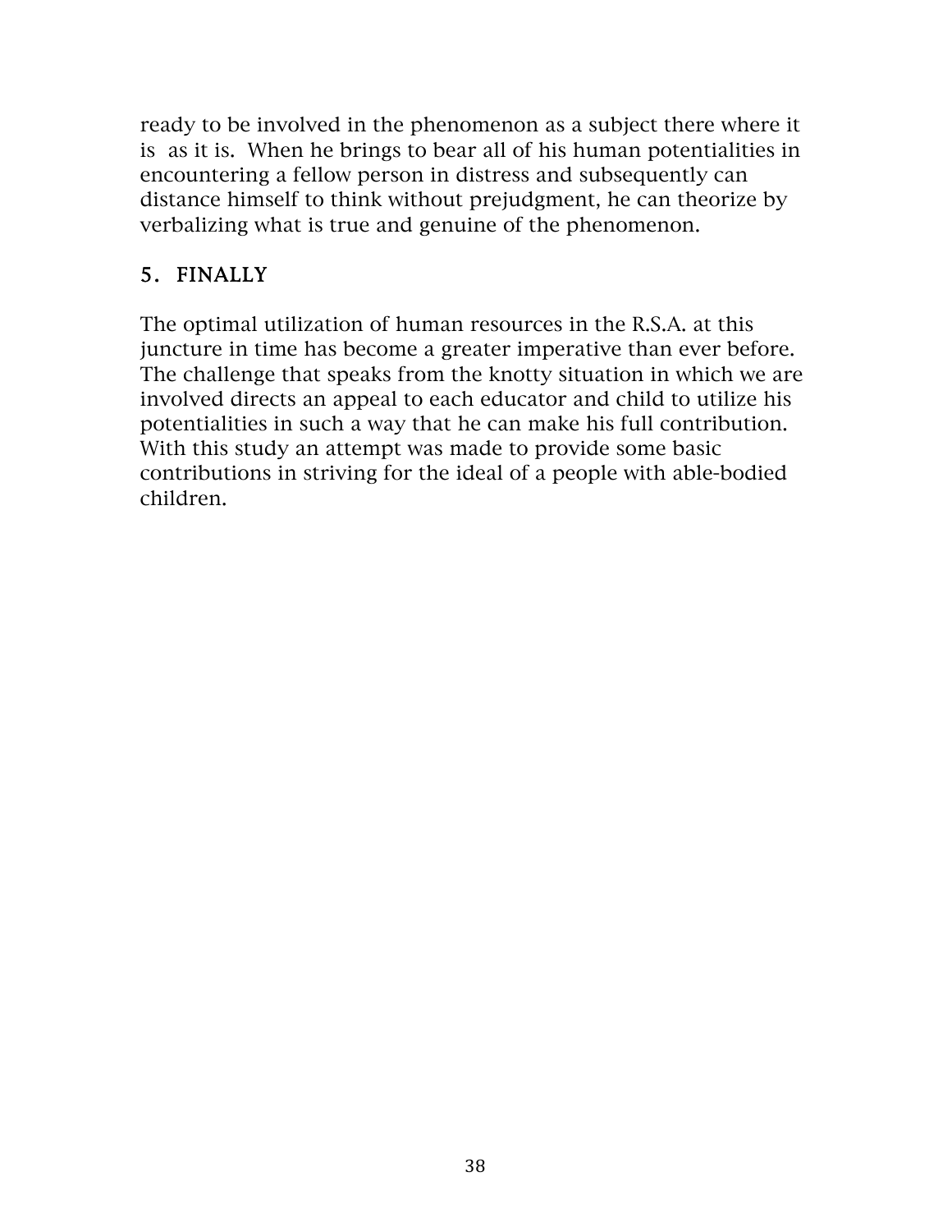ready to be involved in the phenomenon as a subject there where it is as it is. When he brings to bear all of his human potentialities in encountering a fellow person in distress and subsequently can distance himself to think without prejudgment, he can theorize by verbalizing what is true and genuine of the phenomenon.

## 5. FINALLY

The optimal utilization of human resources in the R.S.A. at this juncture in time has become a greater imperative than ever before. The challenge that speaks from the knotty situation in which we are involved directs an appeal to each educator and child to utilize his potentialities in such a way that he can make his full contribution. With this study an attempt was made to provide some basic contributions in striving for the ideal of a people with able-bodied children.